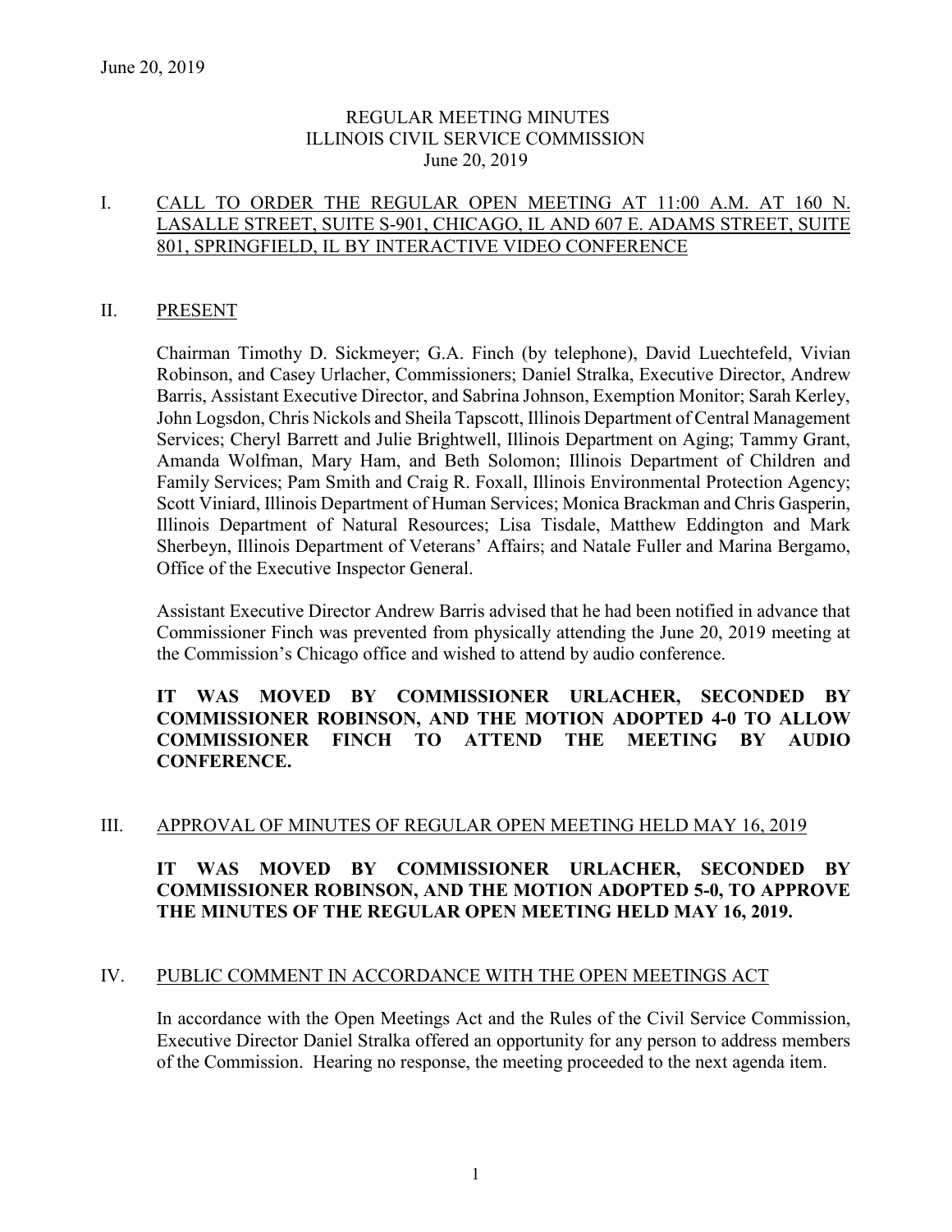June 20, 2019

REGULAR MEETING MINUTES
ILLINOIS CIVIL SERVICE COMMISSION
June 20, 2019

## I. CALL TO ORDER THE REGULAR OPEN MEETING AT 11:00 A.M. AT 160 N. LASALLE STREET, SUITE S-901, CHICAGO, IL AND 607 E. ADAMS STREET, SUITE 801, SPRINGFIELD, IL BY INTERACTIVE VIDEO CONFERENCE

## II. PRESENT

Chairman Timothy D. Sickmeyer; G.A. Finch (by telephone), David Luechtefeld, Vivian Robinson, and Casey Urlacher, Commissioners; Daniel Stralka, Executive Director, Andrew Barris, Assistant Executive Director, and Sabrina Johnson, Exemption Monitor; Sarah Kerley, John Logsdon, Chris Nickols and Sheila Tapscott, Illinois Department of Central Management Services; Cheryl Barrett and Julie Brightwell, Illinois Department on Aging; Tammy Grant, Amanda Wolfman, Mary Ham, and Beth Solomon; Illinois Department of Children and Family Services; Pam Smith and Craig R. Foxall, Illinois Environmental Protection Agency; Scott Viniard, Illinois Department of Human Services; Monica Brackman and Chris Gasperin, Illinois Department of Natural Resources; Lisa Tisdale, Matthew Eddington and Mark Sherbeyn, Illinois Department of Veterans' Affairs; and Natale Fuller and Marina Bergamo, Office of the Executive Inspector General.

Assistant Executive Director Andrew Barris advised that he had been notified in advance that Commissioner Finch was prevented from physically attending the June 20, 2019 meeting at the Commission's Chicago office and wished to attend by audio conference.

**IT WAS MOVED BY COMMISSIONER URLACHER, SECONDED BY COMMISSIONER ROBINSON, AND THE MOTION ADOPTED 4-0 TO ALLOW COMMISSIONER FINCH TO ATTEND THE MEETING BY AUDIO CONFERENCE.**

## III. APPROVAL OF MINUTES OF REGULAR OPEN MEETING HELD MAY 16, 2019

**IT WAS MOVED BY COMMISSIONER URLACHER, SECONDED BY COMMISSIONER ROBINSON, AND THE MOTION ADOPTED 5-0, TO APPROVE THE MINUTES OF THE REGULAR OPEN MEETING HELD MAY 16, 2019.**

## IV. PUBLIC COMMENT IN ACCORDANCE WITH THE OPEN MEETINGS ACT

In accordance with the Open Meetings Act and the Rules of the Civil Service Commission, Executive Director Daniel Stralka offered an opportunity for any person to address members of the Commission. Hearing no response, the meeting proceeded to the next agenda item.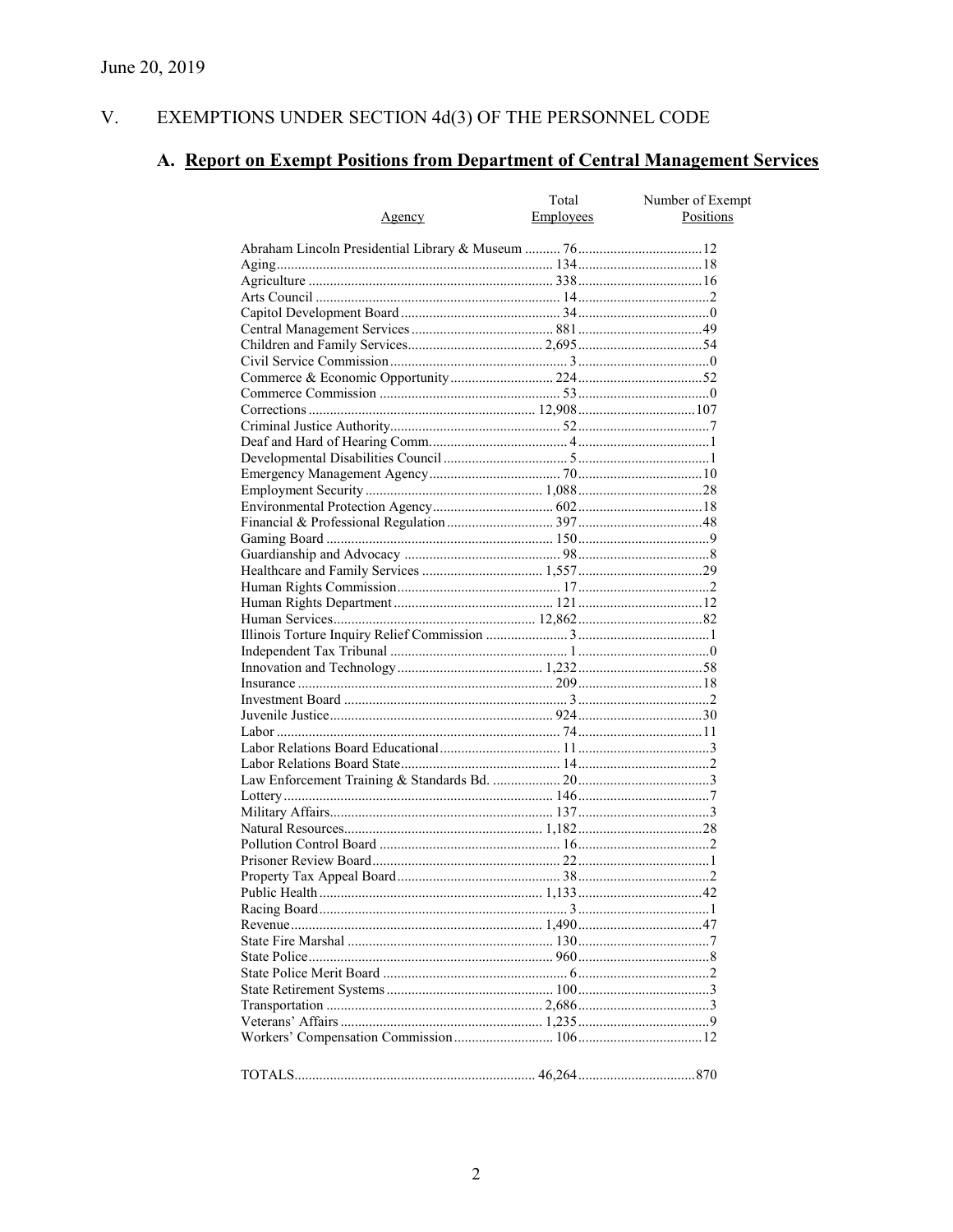June 20, 2019

## V. EXEMPTIONS UNDER SECTION 4d(3) OF THE PERSONNEL CODE

### A. Report on Exempt Positions from Department of Central Management Services

| Agency | Total Employees | Number of Exempt Positions |
|---|---|---|
| Abraham Lincoln Presidential Library & Museum | 76 | 12 |
| Aging | 134 | 18 |
| Agriculture | 338 | 16 |
| Arts Council | 14 | 2 |
| Capitol Development Board | 34 | 0 |
| Central Management Services | 881 | 49 |
| Children and Family Services | 2,695 | 54 |
| Civil Service Commission | 3 | 0 |
| Commerce & Economic Opportunity | 224 | 52 |
| Commerce Commission | 53 | 0 |
| Corrections | 12,908 | 107 |
| Criminal Justice Authority | 52 | 7 |
| Deaf and Hard of Hearing Comm. | 4 | 1 |
| Developmental Disabilities Council | 5 | 1 |
| Emergency Management Agency | 70 | 10 |
| Employment Security | 1,088 | 28 |
| Environmental Protection Agency | 602 | 18 |
| Financial & Professional Regulation | 397 | 48 |
| Gaming Board | 150 | 9 |
| Guardianship and Advocacy | 98 | 8 |
| Healthcare and Family Services | 1,557 | 29 |
| Human Rights Commission | 17 | 2 |
| Human Rights Department | 121 | 12 |
| Human Services | 12,862 | 82 |
| Illinois Torture Inquiry Relief Commission | 3 | 1 |
| Independent Tax Tribunal | 1 | 0 |
| Innovation and Technology | 1,232 | 58 |
| Insurance | 209 | 18 |
| Investment Board | 3 | 2 |
| Juvenile Justice | 924 | 30 |
| Labor | 74 | 11 |
| Labor Relations Board Educational | 11 | 3 |
| Labor Relations Board State | 14 | 2 |
| Law Enforcement Training & Standards Bd. | 20 | 3 |
| Lottery | 146 | 7 |
| Military Affairs | 137 | 3 |
| Natural Resources | 1,182 | 28 |
| Pollution Control Board | 16 | 2 |
| Prisoner Review Board | 22 | 1 |
| Property Tax Appeal Board | 38 | 2 |
| Public Health | 1,133 | 42 |
| Racing Board | 3 | 1 |
| Revenue | 1,490 | 47 |
| State Fire Marshal | 130 | 7 |
| State Police | 960 | 8 |
| State Police Merit Board | 6 | 2 |
| State Retirement Systems | 100 | 3 |
| Transportation | 2,686 | 3 |
| Veterans' Affairs | 1,235 | 9 |
| Workers' Compensation Commission | 106 | 12 |
| TOTALS | 46,264 | 870 |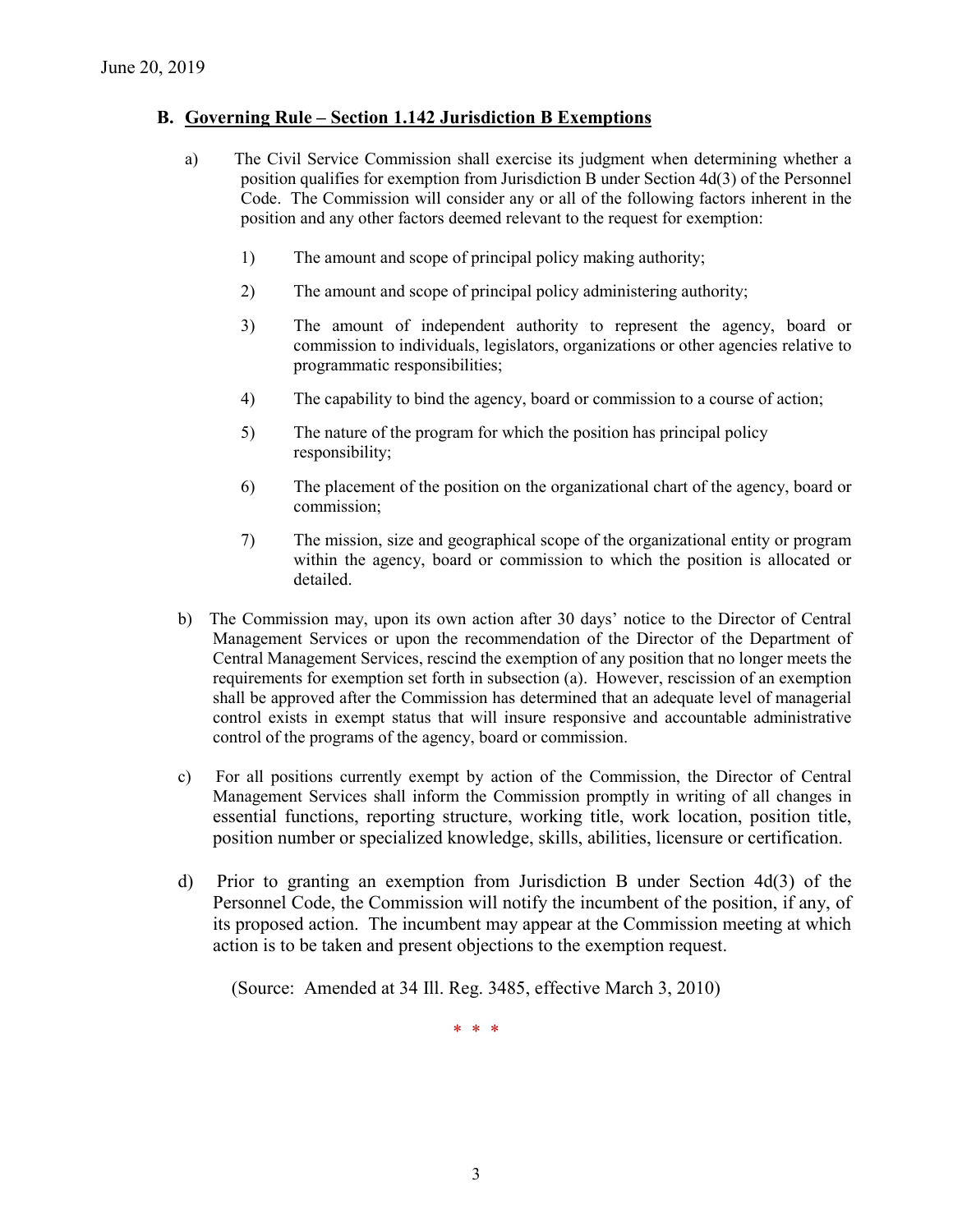## B. Governing Rule – Section 1.142 Jurisdiction B Exemptions

a) The Civil Service Commission shall exercise its judgment when determining whether a position qualifies for exemption from Jurisdiction B under Section 4d(3) of the Personnel Code. The Commission will consider any or all of the following factors inherent in the position and any other factors deemed relevant to the request for exemption:

1) The amount and scope of principal policy making authority;

2) The amount and scope of principal policy administering authority;

3) The amount of independent authority to represent the agency, board or commission to individuals, legislators, organizations or other agencies relative to programmatic responsibilities;

4) The capability to bind the agency, board or commission to a course of action;

5) The nature of the program for which the position has principal policy responsibility;

6) The placement of the position on the organizational chart of the agency, board or commission;

7) The mission, size and geographical scope of the organizational entity or program within the agency, board or commission to which the position is allocated or detailed.

b) The Commission may, upon its own action after 30 days' notice to the Director of Central Management Services or upon the recommendation of the Director of the Department of Central Management Services, rescind the exemption of any position that no longer meets the requirements for exemption set forth in subsection (a). However, rescission of an exemption shall be approved after the Commission has determined that an adequate level of managerial control exists in exempt status that will insure responsive and accountable administrative control of the programs of the agency, board or commission.

c) For all positions currently exempt by action of the Commission, the Director of Central Management Services shall inform the Commission promptly in writing of all changes in essential functions, reporting structure, working title, work location, position title, position number or specialized knowledge, skills, abilities, licensure or certification.

d) Prior to granting an exemption from Jurisdiction B under Section 4d(3) of the Personnel Code, the Commission will notify the incumbent of the position, if any, of its proposed action. The incumbent may appear at the Commission meeting at which action is to be taken and present objections to the exemption request.

(Source: Amended at 34 Ill. Reg. 3485, effective March 3, 2010)

\* \* \*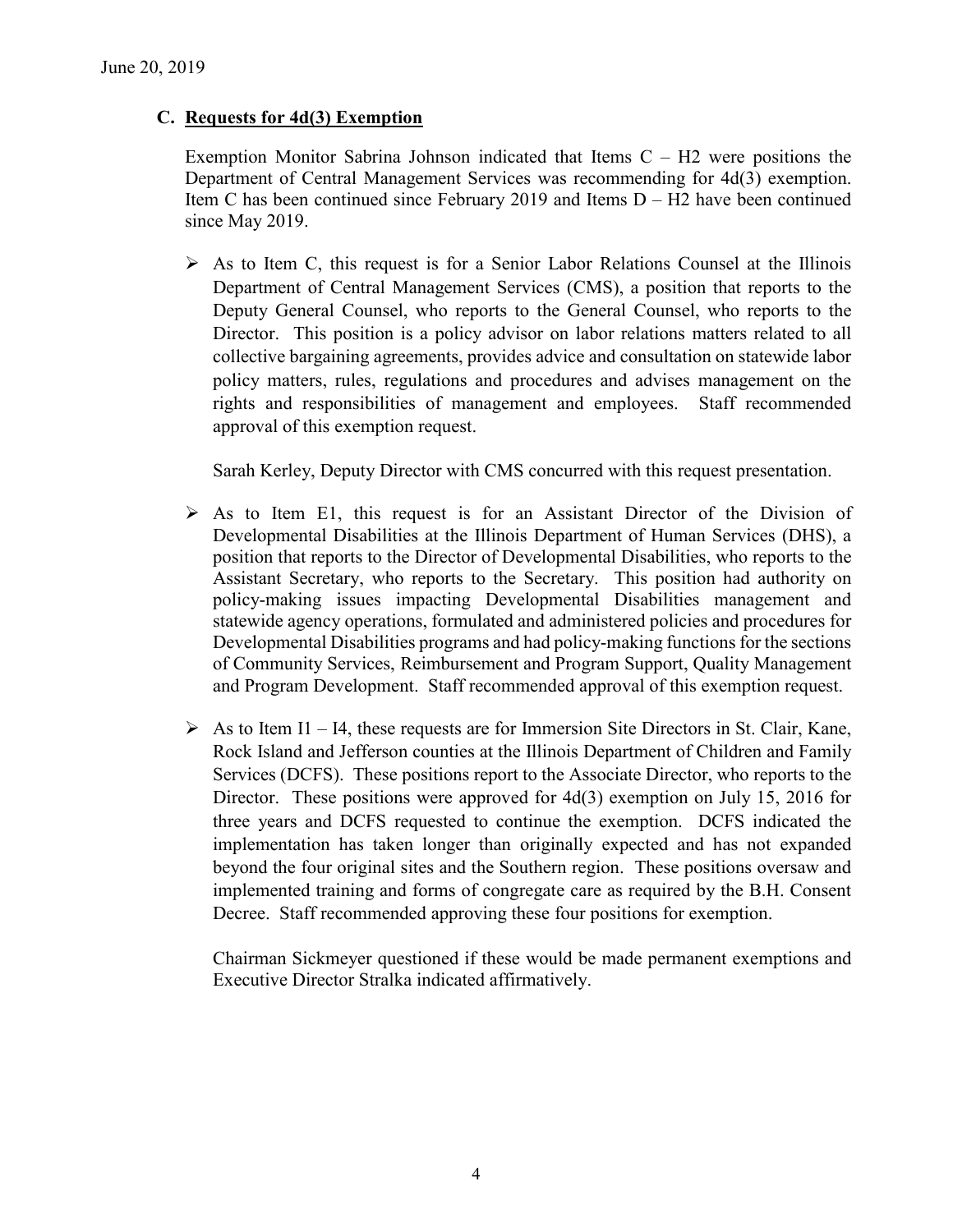June 20, 2019

### C. Requests for 4d(3) Exemption

Exemption Monitor Sabrina Johnson indicated that Items C – H2 were positions the Department of Central Management Services was recommending for 4d(3) exemption. Item C has been continued since February 2019 and Items D – H2 have been continued since May 2019.

- As to Item C, this request is for a Senior Labor Relations Counsel at the Illinois Department of Central Management Services (CMS), a position that reports to the Deputy General Counsel, who reports to the General Counsel, who reports to the Director. This position is a policy advisor on labor relations matters related to all collective bargaining agreements, provides advice and consultation on statewide labor policy matters, rules, regulations and procedures and advises management on the rights and responsibilities of management and employees. Staff recommended approval of this exemption request.

  Sarah Kerley, Deputy Director with CMS concurred with this request presentation.

- As to Item E1, this request is for an Assistant Director of the Division of Developmental Disabilities at the Illinois Department of Human Services (DHS), a position that reports to the Director of Developmental Disabilities, who reports to the Assistant Secretary, who reports to the Secretary. This position had authority on policy-making issues impacting Developmental Disabilities management and statewide agency operations, formulated and administered policies and procedures for Developmental Disabilities programs and had policy-making functions for the sections of Community Services, Reimbursement and Program Support, Quality Management and Program Development. Staff recommended approval of this exemption request.

- As to Item I1 – I4, these requests are for Immersion Site Directors in St. Clair, Kane, Rock Island and Jefferson counties at the Illinois Department of Children and Family Services (DCFS). These positions report to the Associate Director, who reports to the Director. These positions were approved for 4d(3) exemption on July 15, 2016 for three years and DCFS requested to continue the exemption. DCFS indicated the implementation has taken longer than originally expected and has not expanded beyond the four original sites and the Southern region. These positions oversaw and implemented training and forms of congregate care as required by the B.H. Consent Decree. Staff recommended approving these four positions for exemption.

  Chairman Sickmeyer questioned if these would be made permanent exemptions and Executive Director Stralka indicated affirmatively.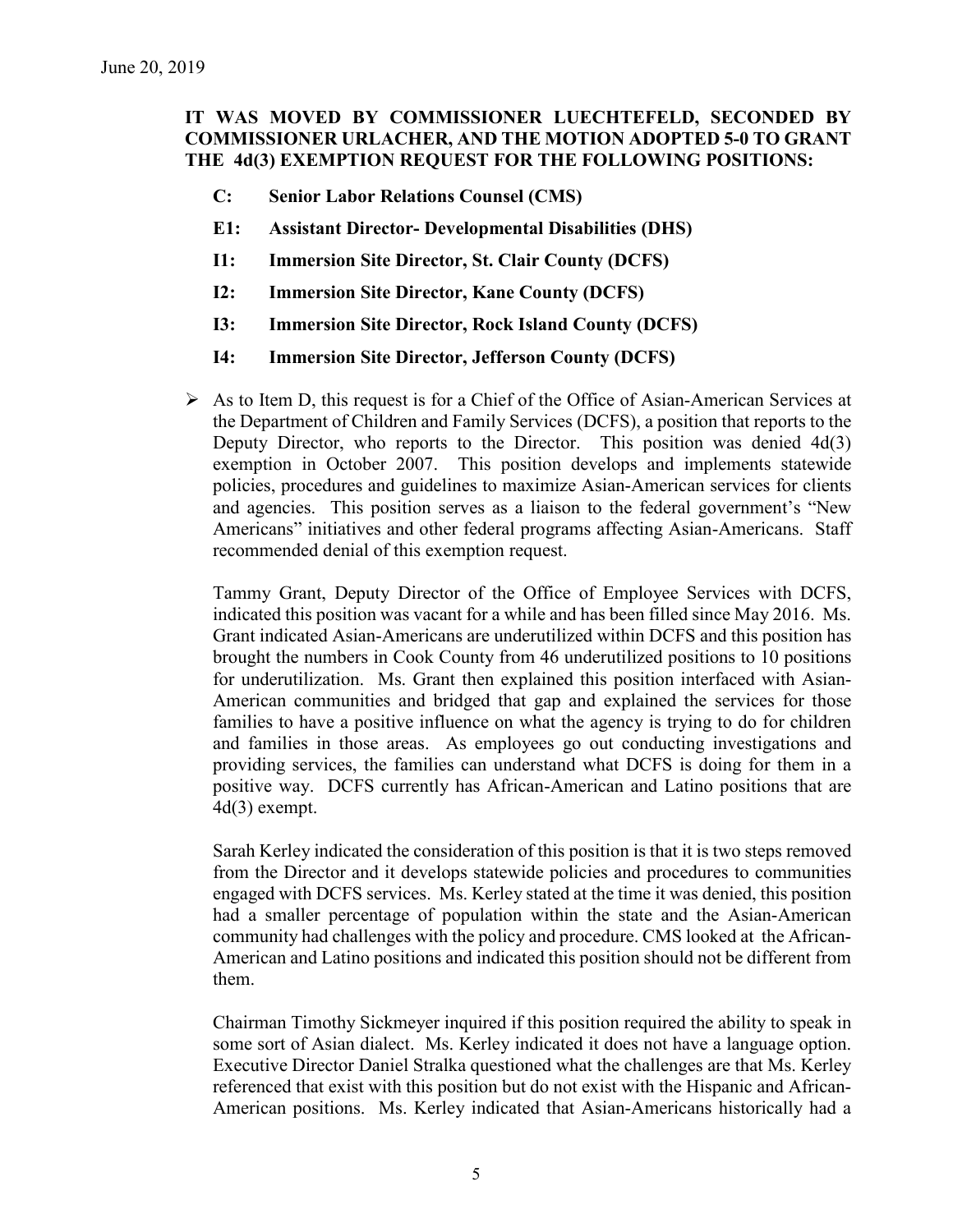**IT WAS MOVED BY COMMISSIONER LUECHTEFELD, SECONDED BY COMMISSIONER URLACHER, AND THE MOTION ADOPTED 5-0 TO GRANT THE 4d(3) EXEMPTION REQUEST FOR THE FOLLOWING POSITIONS:**

- **C: Senior Labor Relations Counsel (CMS)**
- **E1: Assistant Director- Developmental Disabilities (DHS)**
- **I1: Immersion Site Director, St. Clair County (DCFS)**
- **I2: Immersion Site Director, Kane County (DCFS)**
- **I3: Immersion Site Director, Rock Island County (DCFS)**
- **I4: Immersion Site Director, Jefferson County (DCFS)**

- As to Item D, this request is for a Chief of the Office of Asian-American Services at the Department of Children and Family Services (DCFS), a position that reports to the Deputy Director, who reports to the Director. This position was denied 4d(3) exemption in October 2007. This position develops and implements statewide policies, procedures and guidelines to maximize Asian-American services for clients and agencies. This position serves as a liaison to the federal government's "New Americans" initiatives and other federal programs affecting Asian-Americans. Staff recommended denial of this exemption request.

  Tammy Grant, Deputy Director of the Office of Employee Services with DCFS, indicated this position was vacant for a while and has been filled since May 2016. Ms. Grant indicated Asian-Americans are underutilized within DCFS and this position has brought the numbers in Cook County from 46 underutilized positions to 10 positions for underutilization. Ms. Grant then explained this position interfaced with Asian-American communities and bridged that gap and explained the services for those families to have a positive influence on what the agency is trying to do for children and families in those areas. As employees go out conducting investigations and providing services, the families can understand what DCFS is doing for them in a positive way. DCFS currently has African-American and Latino positions that are 4d(3) exempt.

  Sarah Kerley indicated the consideration of this position is that it is two steps removed from the Director and it develops statewide policies and procedures to communities engaged with DCFS services. Ms. Kerley stated at the time it was denied, this position had a smaller percentage of population within the state and the Asian-American community had challenges with the policy and procedure. CMS looked at the African-American and Latino positions and indicated this position should not be different from them.

  Chairman Timothy Sickmeyer inquired if this position required the ability to speak in some sort of Asian dialect. Ms. Kerley indicated it does not have a language option. Executive Director Daniel Stralka questioned what the challenges are that Ms. Kerley referenced that exist with this position but do not exist with the Hispanic and African-American positions. Ms. Kerley indicated that Asian-Americans historically had a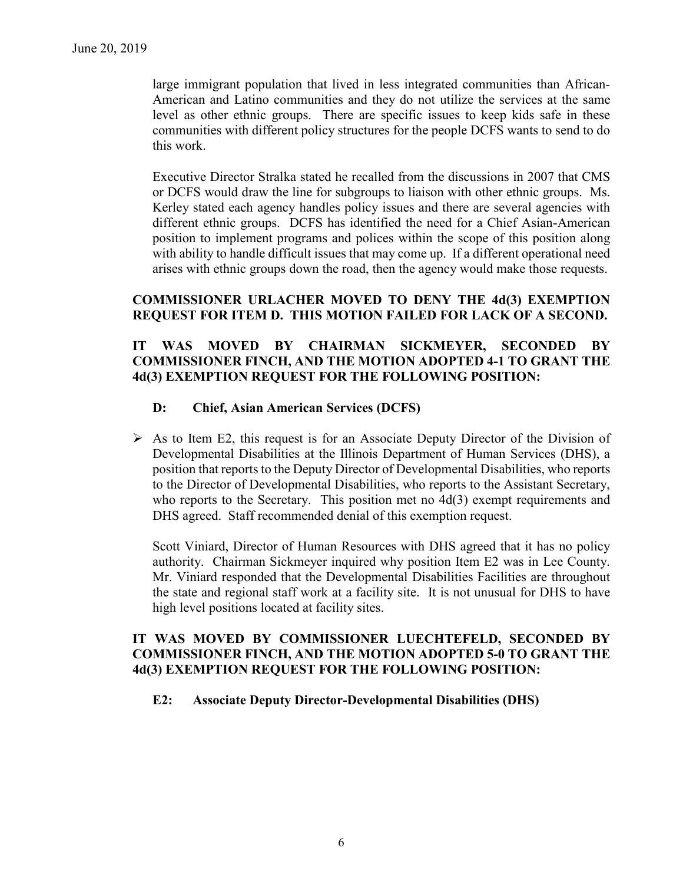large immigrant population that lived in less integrated communities than African-American and Latino communities and they do not utilize the services at the same level as other ethnic groups. There are specific issues to keep kids safe in these communities with different policy structures for the people DCFS wants to send to do this work.

Executive Director Stralka stated he recalled from the discussions in 2007 that CMS or DCFS would draw the line for subgroups to liaison with other ethnic groups. Ms. Kerley stated each agency handles policy issues and there are several agencies with different ethnic groups. DCFS has identified the need for a Chief Asian-American position to implement programs and polices within the scope of this position along with ability to handle difficult issues that may come up. If a different operational need arises with ethnic groups down the road, then the agency would make those requests.

**COMMISSIONER URLACHER MOVED TO DENY THE 4d(3) EXEMPTION REQUEST FOR ITEM D. THIS MOTION FAILED FOR LACK OF A SECOND.**

**IT WAS MOVED BY CHAIRMAN SICKMEYER, SECONDED BY COMMISSIONER FINCH, AND THE MOTION ADOPTED 4-1 TO GRANT THE 4d(3) EXEMPTION REQUEST FOR THE FOLLOWING POSITION:**

**D: Chief, Asian American Services (DCFS)**

- As to Item E2, this request is for an Associate Deputy Director of the Division of Developmental Disabilities at the Illinois Department of Human Services (DHS), a position that reports to the Deputy Director of Developmental Disabilities, who reports to the Director of Developmental Disabilities, who reports to the Assistant Secretary, who reports to the Secretary. This position met no 4d(3) exempt requirements and DHS agreed. Staff recommended denial of this exemption request.

  Scott Viniard, Director of Human Resources with DHS agreed that it has no policy authority. Chairman Sickmeyer inquired why position Item E2 was in Lee County. Mr. Viniard responded that the Developmental Disabilities Facilities are throughout the state and regional staff work at a facility site. It is not unusual for DHS to have high level positions located at facility sites.

**IT WAS MOVED BY COMMISSIONER LUECHTEFELD, SECONDED BY COMMISSIONER FINCH, AND THE MOTION ADOPTED 5-0 TO GRANT THE 4d(3) EXEMPTION REQUEST FOR THE FOLLOWING POSITION:**

**E2: Associate Deputy Director-Developmental Disabilities (DHS)**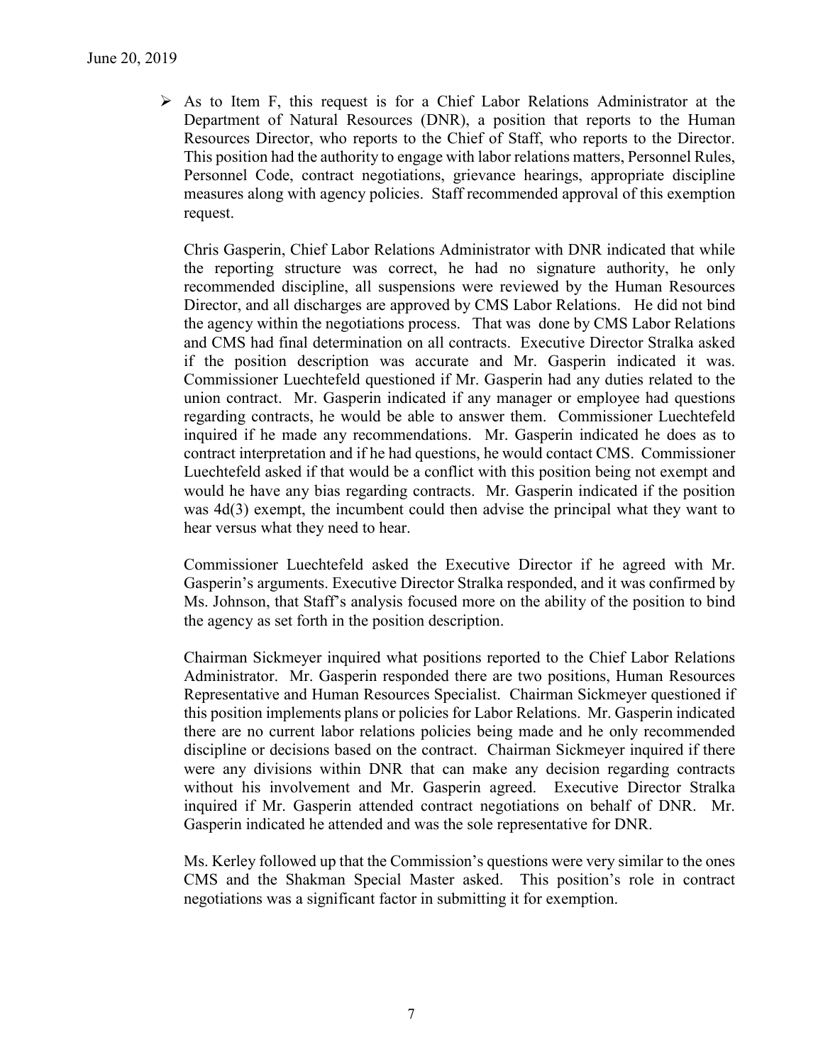June 20, 2019

- As to Item F, this request is for a Chief Labor Relations Administrator at the Department of Natural Resources (DNR), a position that reports to the Human Resources Director, who reports to the Chief of Staff, who reports to the Director. This position had the authority to engage with labor relations matters, Personnel Rules, Personnel Code, contract negotiations, grievance hearings, appropriate discipline measures along with agency policies. Staff recommended approval of this exemption request.

  Chris Gasperin, Chief Labor Relations Administrator with DNR indicated that while the reporting structure was correct, he had no signature authority, he only recommended discipline, all suspensions were reviewed by the Human Resources Director, and all discharges are approved by CMS Labor Relations. He did not bind the agency within the negotiations process. That was done by CMS Labor Relations and CMS had final determination on all contracts. Executive Director Stralka asked if the position description was accurate and Mr. Gasperin indicated it was. Commissioner Luechtefeld questioned if Mr. Gasperin had any duties related to the union contract. Mr. Gasperin indicated if any manager or employee had questions regarding contracts, he would be able to answer them. Commissioner Luechtefeld inquired if he made any recommendations. Mr. Gasperin indicated he does as to contract interpretation and if he had questions, he would contact CMS. Commissioner Luechtefeld asked if that would be a conflict with this position being not exempt and would he have any bias regarding contracts. Mr. Gasperin indicated if the position was 4d(3) exempt, the incumbent could then advise the principal what they want to hear versus what they need to hear.

  Commissioner Luechtefeld asked the Executive Director if he agreed with Mr. Gasperin's arguments. Executive Director Stralka responded, and it was confirmed by Ms. Johnson, that Staff's analysis focused more on the ability of the position to bind the agency as set forth in the position description.

  Chairman Sickmeyer inquired what positions reported to the Chief Labor Relations Administrator. Mr. Gasperin responded there are two positions, Human Resources Representative and Human Resources Specialist. Chairman Sickmeyer questioned if this position implements plans or policies for Labor Relations. Mr. Gasperin indicated there are no current labor relations policies being made and he only recommended discipline or decisions based on the contract. Chairman Sickmeyer inquired if there were any divisions within DNR that can make any decision regarding contracts without his involvement and Mr. Gasperin agreed. Executive Director Stralka inquired if Mr. Gasperin attended contract negotiations on behalf of DNR. Mr. Gasperin indicated he attended and was the sole representative for DNR.

  Ms. Kerley followed up that the Commission's questions were very similar to the ones CMS and the Shakman Special Master asked. This position's role in contract negotiations was a significant factor in submitting it for exemption.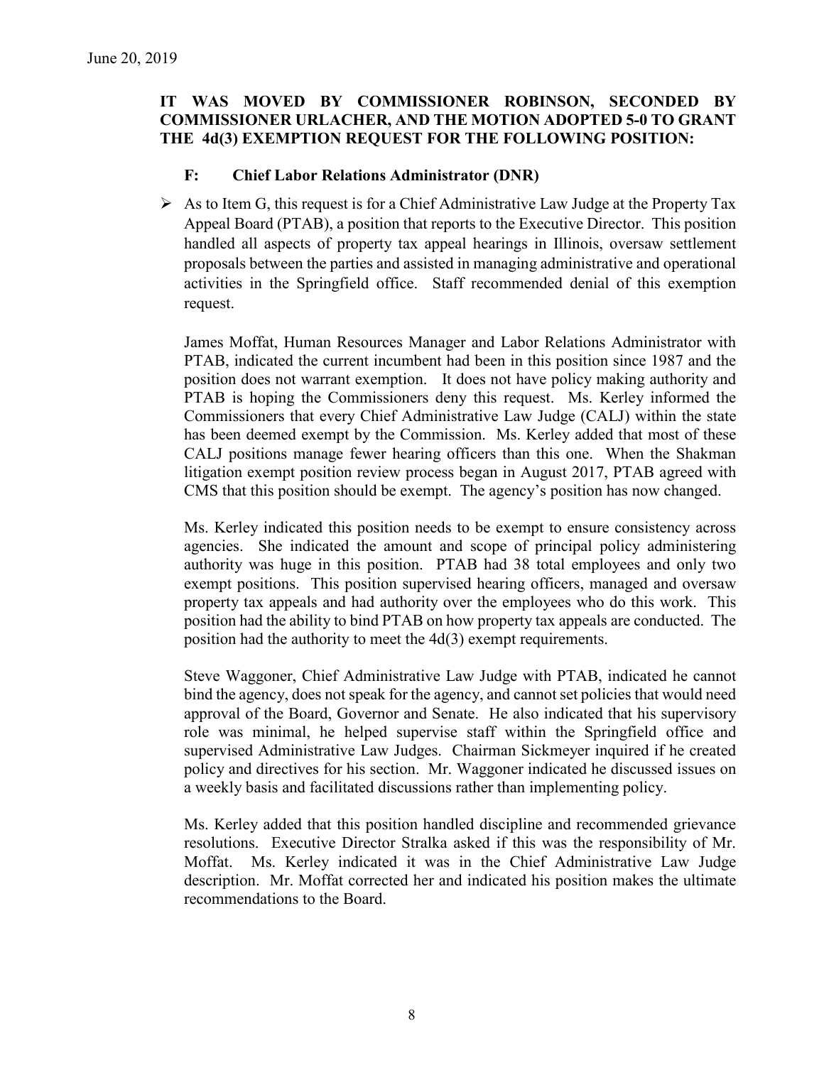**IT WAS MOVED BY COMMISSIONER ROBINSON, SECONDED BY COMMISSIONER URLACHER, AND THE MOTION ADOPTED 5-0 TO GRANT THE 4d(3) EXEMPTION REQUEST FOR THE FOLLOWING POSITION:**

**F: Chief Labor Relations Administrator (DNR)**

- As to Item G, this request is for a Chief Administrative Law Judge at the Property Tax Appeal Board (PTAB), a position that reports to the Executive Director. This position handled all aspects of property tax appeal hearings in Illinois, oversaw settlement proposals between the parties and assisted in managing administrative and operational activities in the Springfield office. Staff recommended denial of this exemption request.

  James Moffat, Human Resources Manager and Labor Relations Administrator with PTAB, indicated the current incumbent had been in this position since 1987 and the position does not warrant exemption. It does not have policy making authority and PTAB is hoping the Commissioners deny this request. Ms. Kerley informed the Commissioners that every Chief Administrative Law Judge (CALJ) within the state has been deemed exempt by the Commission. Ms. Kerley added that most of these CALJ positions manage fewer hearing officers than this one. When the Shakman litigation exempt position review process began in August 2017, PTAB agreed with CMS that this position should be exempt. The agency's position has now changed.

  Ms. Kerley indicated this position needs to be exempt to ensure consistency across agencies. She indicated the amount and scope of principal policy administering authority was huge in this position. PTAB had 38 total employees and only two exempt positions. This position supervised hearing officers, managed and oversaw property tax appeals and had authority over the employees who do this work. This position had the ability to bind PTAB on how property tax appeals are conducted. The position had the authority to meet the 4d(3) exempt requirements.

  Steve Waggoner, Chief Administrative Law Judge with PTAB, indicated he cannot bind the agency, does not speak for the agency, and cannot set policies that would need approval of the Board, Governor and Senate. He also indicated that his supervisory role was minimal, he helped supervise staff within the Springfield office and supervised Administrative Law Judges. Chairman Sickmeyer inquired if he created policy and directives for his section. Mr. Waggoner indicated he discussed issues on a weekly basis and facilitated discussions rather than implementing policy.

  Ms. Kerley added that this position handled discipline and recommended grievance resolutions. Executive Director Stralka asked if this was the responsibility of Mr. Moffat. Ms. Kerley indicated it was in the Chief Administrative Law Judge description. Mr. Moffat corrected her and indicated his position makes the ultimate recommendations to the Board.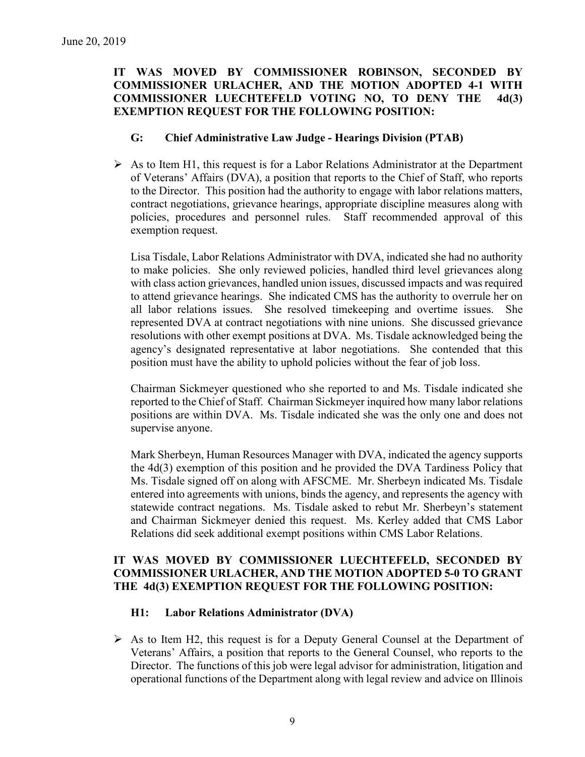June 20, 2019

**IT WAS MOVED BY COMMISSIONER ROBINSON, SECONDED BY COMMISSIONER URLACHER, AND THE MOTION ADOPTED 4-1 WITH COMMISSIONER LUECHTEFELD VOTING NO, TO DENY THE 4d(3) EXEMPTION REQUEST FOR THE FOLLOWING POSITION:**

**G: Chief Administrative Law Judge - Hearings Division (PTAB)**

- As to Item H1, this request is for a Labor Relations Administrator at the Department of Veterans' Affairs (DVA), a position that reports to the Chief of Staff, who reports to the Director. This position had the authority to engage with labor relations matters, contract negotiations, grievance hearings, appropriate discipline measures along with policies, procedures and personnel rules. Staff recommended approval of this exemption request.

  Lisa Tisdale, Labor Relations Administrator with DVA, indicated she had no authority to make policies. She only reviewed policies, handled third level grievances along with class action grievances, handled union issues, discussed impacts and was required to attend grievance hearings. She indicated CMS has the authority to overrule her on all labor relations issues. She resolved timekeeping and overtime issues. She represented DVA at contract negotiations with nine unions. She discussed grievance resolutions with other exempt positions at DVA. Ms. Tisdale acknowledged being the agency's designated representative at labor negotiations. She contended that this position must have the ability to uphold policies without the fear of job loss.

  Chairman Sickmeyer questioned who she reported to and Ms. Tisdale indicated she reported to the Chief of Staff. Chairman Sickmeyer inquired how many labor relations positions are within DVA. Ms. Tisdale indicated she was the only one and does not supervise anyone.

  Mark Sherbeyn, Human Resources Manager with DVA, indicated the agency supports the 4d(3) exemption of this position and he provided the DVA Tardiness Policy that Ms. Tisdale signed off on along with AFSCME. Mr. Sherbeyn indicated Ms. Tisdale entered into agreements with unions, binds the agency, and represents the agency with statewide contract negations. Ms. Tisdale asked to rebut Mr. Sherbeyn's statement and Chairman Sickmeyer denied this request. Ms. Kerley added that CMS Labor Relations did seek additional exempt positions within CMS Labor Relations.

**IT WAS MOVED BY COMMISSIONER LUECHTEFELD, SECONDED BY COMMISSIONER URLACHER, AND THE MOTION ADOPTED 5-0 TO GRANT THE 4d(3) EXEMPTION REQUEST FOR THE FOLLOWING POSITION:**

**H1: Labor Relations Administrator (DVA)**

- As to Item H2, this request is for a Deputy General Counsel at the Department of Veterans' Affairs, a position that reports to the General Counsel, who reports to the Director. The functions of this job were legal advisor for administration, litigation and operational functions of the Department along with legal review and advice on Illinois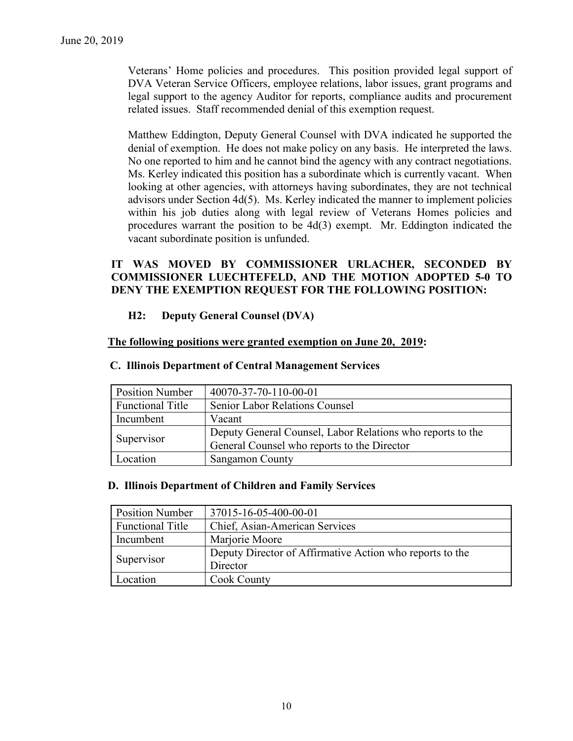Veterans' Home policies and procedures. This position provided legal support of DVA Veteran Service Officers, employee relations, labor issues, grant programs and legal support to the agency Auditor for reports, compliance audits and procurement related issues. Staff recommended denial of this exemption request.

Matthew Eddington, Deputy General Counsel with DVA indicated he supported the denial of exemption. He does not make policy on any basis. He interpreted the laws. No one reported to him and he cannot bind the agency with any contract negotiations. Ms. Kerley indicated this position has a subordinate which is currently vacant. When looking at other agencies, with attorneys having subordinates, they are not technical advisors under Section 4d(5). Ms. Kerley indicated the manner to implement policies within his job duties along with legal review of Veterans Homes policies and procedures warrant the position to be 4d(3) exempt. Mr. Eddington indicated the vacant subordinate position is unfunded.

**IT WAS MOVED BY COMMISSIONER URLACHER, SECONDED BY COMMISSIONER LUECHTEFELD, AND THE MOTION ADOPTED 5-0 TO DENY THE EXEMPTION REQUEST FOR THE FOLLOWING POSITION:**

**H2: Deputy General Counsel (DVA)**

**The following positions were granted exemption on June 20, 2019:**

**C. Illinois Department of Central Management Services**

| Position Number | 40070-37-70-110-00-01 |
|---|---|
| Functional Title | Senior Labor Relations Counsel |
| Incumbent | Vacant |
| Supervisor | Deputy General Counsel, Labor Relations who reports to the General Counsel who reports to the Director |
| Location | Sangamon County |

**D. Illinois Department of Children and Family Services**

| Position Number | 37015-16-05-400-00-01 |
|---|---|
| Functional Title | Chief, Asian-American Services |
| Incumbent | Marjorie Moore |
| Supervisor | Deputy Director of Affirmative Action who reports to the Director |
| Location | Cook County |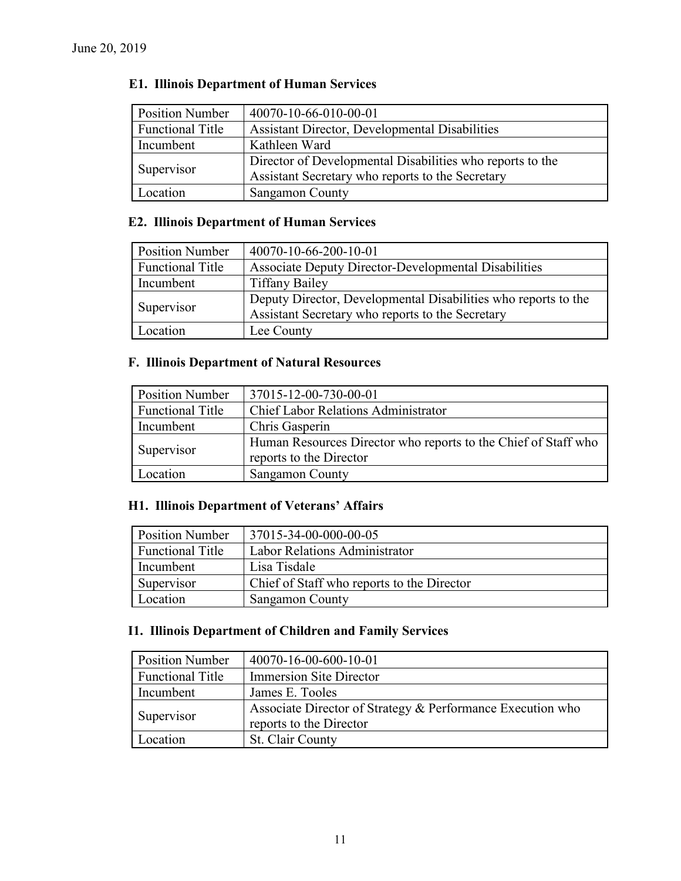June 20, 2019

### E1. Illinois Department of Human Services

| Position Number | 40070-10-66-010-00-01 |
|---|---|
| Functional Title | Assistant Director, Developmental Disabilities |
| Incumbent | Kathleen Ward |
| Supervisor | Director of Developmental Disabilities who reports to the Assistant Secretary who reports to the Secretary |
| Location | Sangamon County |

### E2. Illinois Department of Human Services

| Position Number | 40070-10-66-200-10-01 |
|---|---|
| Functional Title | Associate Deputy Director-Developmental Disabilities |
| Incumbent | Tiffany Bailey |
| Supervisor | Deputy Director, Developmental Disabilities who reports to the Assistant Secretary who reports to the Secretary |
| Location | Lee County |

### F. Illinois Department of Natural Resources

| Position Number | 37015-12-00-730-00-01 |
|---|---|
| Functional Title | Chief Labor Relations Administrator |
| Incumbent | Chris Gasperin |
| Supervisor | Human Resources Director who reports to the Chief of Staff who reports to the Director |
| Location | Sangamon County |

### H1. Illinois Department of Veterans' Affairs

| Position Number | 37015-34-00-000-00-05 |
|---|---|
| Functional Title | Labor Relations Administrator |
| Incumbent | Lisa Tisdale |
| Supervisor | Chief of Staff who reports to the Director |
| Location | Sangamon County |

### I1. Illinois Department of Children and Family Services

| Position Number | 40070-16-00-600-10-01 |
|---|---|
| Functional Title | Immersion Site Director |
| Incumbent | James E. Tooles |
| Supervisor | Associate Director of Strategy & Performance Execution who reports to the Director |
| Location | St. Clair County |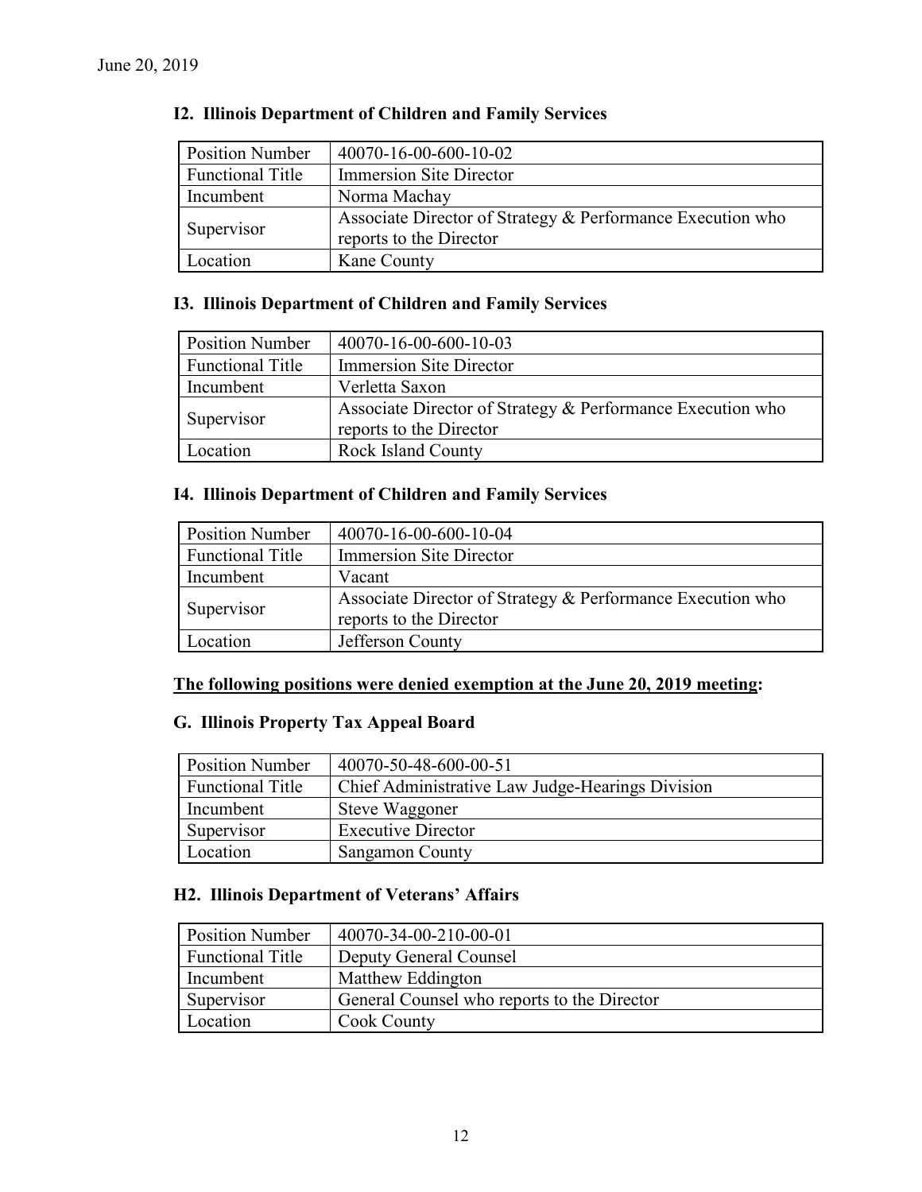June 20, 2019

### I2. Illinois Department of Children and Family Services

| Position Number | 40070-16-00-600-10-02 |
|---|---|
| Functional Title | Immersion Site Director |
| Incumbent | Norma Machay |
| Supervisor | Associate Director of Strategy & Performance Execution who reports to the Director |
| Location | Kane County |

### I3. Illinois Department of Children and Family Services

| Position Number | 40070-16-00-600-10-03 |
|---|---|
| Functional Title | Immersion Site Director |
| Incumbent | Verletta Saxon |
| Supervisor | Associate Director of Strategy & Performance Execution who reports to the Director |
| Location | Rock Island County |

### I4. Illinois Department of Children and Family Services

| Position Number | 40070-16-00-600-10-04 |
|---|---|
| Functional Title | Immersion Site Director |
| Incumbent | Vacant |
| Supervisor | Associate Director of Strategy & Performance Execution who reports to the Director |
| Location | Jefferson County |

**The following positions were denied exemption at the June 20, 2019 meeting:**

### G. Illinois Property Tax Appeal Board

| Position Number | 40070-50-48-600-00-51 |
|---|---|
| Functional Title | Chief Administrative Law Judge-Hearings Division |
| Incumbent | Steve Waggoner |
| Supervisor | Executive Director |
| Location | Sangamon County |

### H2. Illinois Department of Veterans' Affairs

| Position Number | 40070-34-00-210-00-01 |
|---|---|
| Functional Title | Deputy General Counsel |
| Incumbent | Matthew Eddington |
| Supervisor | General Counsel who reports to the Director |
| Location | Cook County |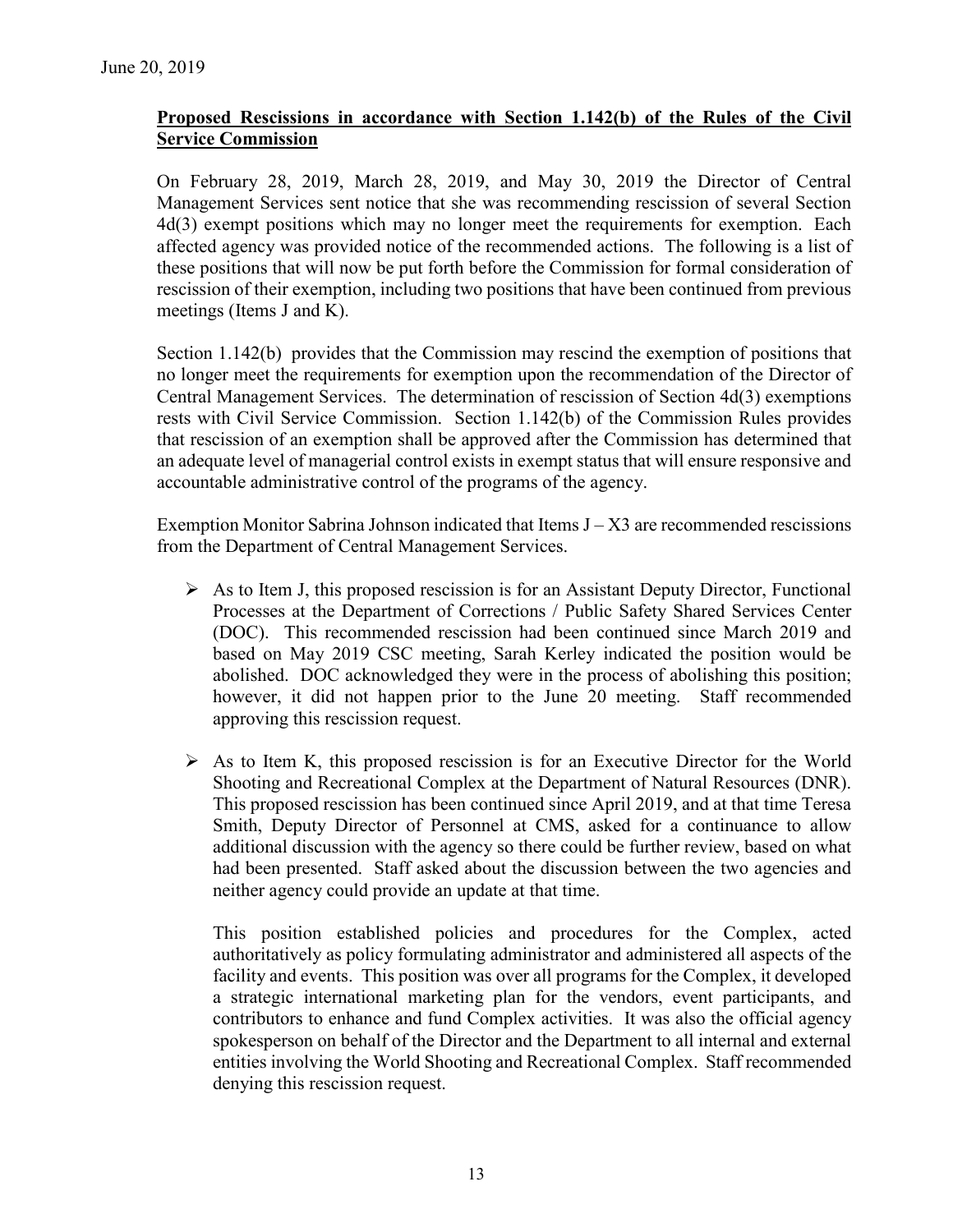June 20, 2019

**Proposed Rescissions in accordance with Section 1.142(b) of the Rules of the Civil Service Commission**

On February 28, 2019, March 28, 2019, and May 30, 2019 the Director of Central Management Services sent notice that she was recommending rescission of several Section 4d(3) exempt positions which may no longer meet the requirements for exemption. Each affected agency was provided notice of the recommended actions. The following is a list of these positions that will now be put forth before the Commission for formal consideration of rescission of their exemption, including two positions that have been continued from previous meetings (Items J and K).

Section 1.142(b) provides that the Commission may rescind the exemption of positions that no longer meet the requirements for exemption upon the recommendation of the Director of Central Management Services. The determination of rescission of Section 4d(3) exemptions rests with Civil Service Commission. Section 1.142(b) of the Commission Rules provides that rescission of an exemption shall be approved after the Commission has determined that an adequate level of managerial control exists in exempt status that will ensure responsive and accountable administrative control of the programs of the agency.

Exemption Monitor Sabrina Johnson indicated that Items J – X3 are recommended rescissions from the Department of Central Management Services.

- As to Item J, this proposed rescission is for an Assistant Deputy Director, Functional Processes at the Department of Corrections / Public Safety Shared Services Center (DOC). This recommended rescission had been continued since March 2019 and based on May 2019 CSC meeting, Sarah Kerley indicated the position would be abolished. DOC acknowledged they were in the process of abolishing this position; however, it did not happen prior to the June 20 meeting. Staff recommended approving this rescission request.

- As to Item K, this proposed rescission is for an Executive Director for the World Shooting and Recreational Complex at the Department of Natural Resources (DNR). This proposed rescission has been continued since April 2019, and at that time Teresa Smith, Deputy Director of Personnel at CMS, asked for a continuance to allow additional discussion with the agency so there could be further review, based on what had been presented. Staff asked about the discussion between the two agencies and neither agency could provide an update at that time.

  This position established policies and procedures for the Complex, acted authoritatively as policy formulating administrator and administered all aspects of the facility and events. This position was over all programs for the Complex, it developed a strategic international marketing plan for the vendors, event participants, and contributors to enhance and fund Complex activities. It was also the official agency spokesperson on behalf of the Director and the Department to all internal and external entities involving the World Shooting and Recreational Complex. Staff recommended denying this rescission request.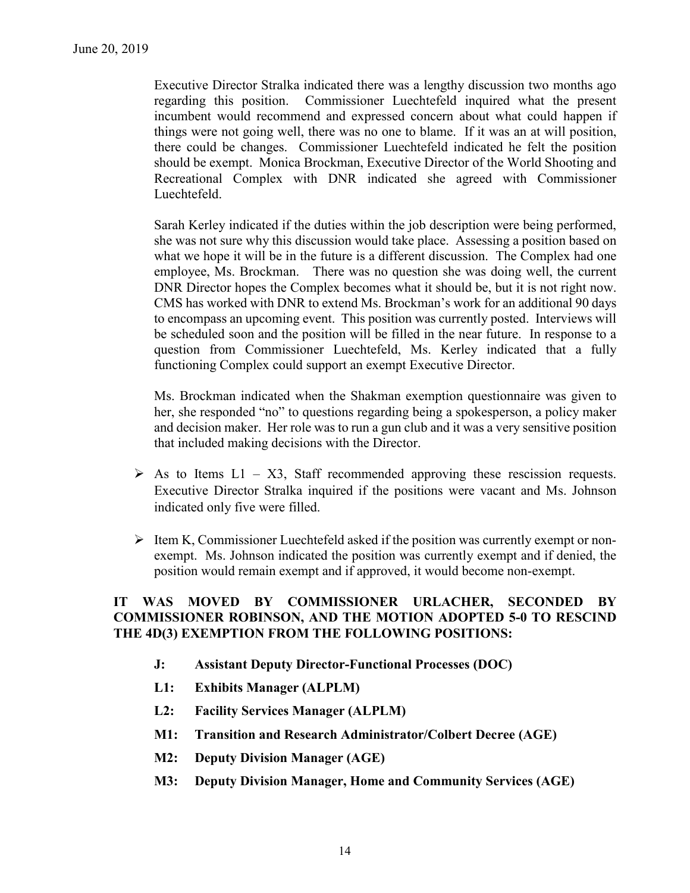Executive Director Stralka indicated there was a lengthy discussion two months ago regarding this position. Commissioner Luechtefeld inquired what the present incumbent would recommend and expressed concern about what could happen if things were not going well, there was no one to blame. If it was an at will position, there could be changes. Commissioner Luechtefeld indicated he felt the position should be exempt. Monica Brockman, Executive Director of the World Shooting and Recreational Complex with DNR indicated she agreed with Commissioner Luechtefeld.

Sarah Kerley indicated if the duties within the job description were being performed, she was not sure why this discussion would take place. Assessing a position based on what we hope it will be in the future is a different discussion. The Complex had one employee, Ms. Brockman. There was no question she was doing well, the current DNR Director hopes the Complex becomes what it should be, but it is not right now. CMS has worked with DNR to extend Ms. Brockman's work for an additional 90 days to encompass an upcoming event. This position was currently posted. Interviews will be scheduled soon and the position will be filled in the near future. In response to a question from Commissioner Luechtefeld, Ms. Kerley indicated that a fully functioning Complex could support an exempt Executive Director.

Ms. Brockman indicated when the Shakman exemption questionnaire was given to her, she responded "no" to questions regarding being a spokesperson, a policy maker and decision maker. Her role was to run a gun club and it was a very sensitive position that included making decisions with the Director.

- As to Items L1 – X3, Staff recommended approving these rescission requests. Executive Director Stralka inquired if the positions were vacant and Ms. Johnson indicated only five were filled.
- Item K, Commissioner Luechtefeld asked if the position was currently exempt or non-exempt. Ms. Johnson indicated the position was currently exempt and if denied, the position would remain exempt and if approved, it would become non-exempt.

**IT WAS MOVED BY COMMISSIONER URLACHER, SECONDED BY COMMISSIONER ROBINSON, AND THE MOTION ADOPTED 5-0 TO RESCIND THE 4D(3) EXEMPTION FROM THE FOLLOWING POSITIONS:**

- **J: Assistant Deputy Director-Functional Processes (DOC)**
- **L1: Exhibits Manager (ALPLM)**
- **L2: Facility Services Manager (ALPLM)**
- **M1: Transition and Research Administrator/Colbert Decree (AGE)**
- **M2: Deputy Division Manager (AGE)**
- **M3: Deputy Division Manager, Home and Community Services (AGE)**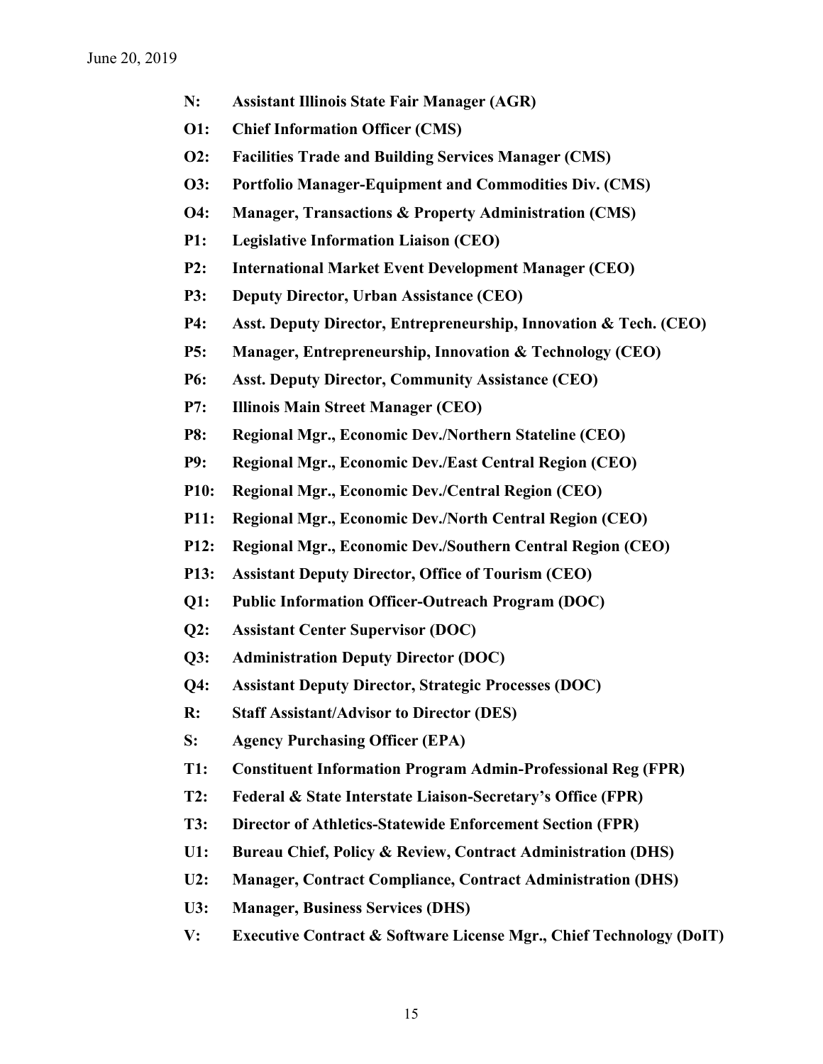**N:** **Assistant Illinois State Fair Manager (AGR)**

**O1:** **Chief Information Officer (CMS)**

**O2:** **Facilities Trade and Building Services Manager (CMS)**

**O3:** **Portfolio Manager-Equipment and Commodities Div. (CMS)**

**O4:** **Manager, Transactions & Property Administration (CMS)**

**P1:** **Legislative Information Liaison (CEO)**

**P2:** **International Market Event Development Manager (CEO)**

**P3:** **Deputy Director, Urban Assistance (CEO)**

**P4:** **Asst. Deputy Director, Entrepreneurship, Innovation & Tech. (CEO)**

**P5:** **Manager, Entrepreneurship, Innovation & Technology (CEO)**

**P6:** **Asst. Deputy Director, Community Assistance (CEO)**

**P7:** **Illinois Main Street Manager (CEO)**

**P8:** **Regional Mgr., Economic Dev./Northern Stateline (CEO)**

**P9:** **Regional Mgr., Economic Dev./East Central Region (CEO)**

**P10:** **Regional Mgr., Economic Dev./Central Region (CEO)**

**P11:** **Regional Mgr., Economic Dev./North Central Region (CEO)**

**P12:** **Regional Mgr., Economic Dev./Southern Central Region (CEO)**

**P13:** **Assistant Deputy Director, Office of Tourism (CEO)**

**Q1:** **Public Information Officer-Outreach Program (DOC)**

**Q2:** **Assistant Center Supervisor (DOC)**

**Q3:** **Administration Deputy Director (DOC)**

**Q4:** **Assistant Deputy Director, Strategic Processes (DOC)**

**R:** **Staff Assistant/Advisor to Director (DES)**

**S:** **Agency Purchasing Officer (EPA)**

**T1:** **Constituent Information Program Admin-Professional Reg (FPR)**

**T2:** **Federal & State Interstate Liaison-Secretary's Office (FPR)**

**T3:** **Director of Athletics-Statewide Enforcement Section (FPR)**

**U1:** **Bureau Chief, Policy & Review, Contract Administration (DHS)**

**U2:** **Manager, Contract Compliance, Contract Administration (DHS)**

**U3:** **Manager, Business Services (DHS)**

**V:** **Executive Contract & Software License Mgr., Chief Technology (DoIT)**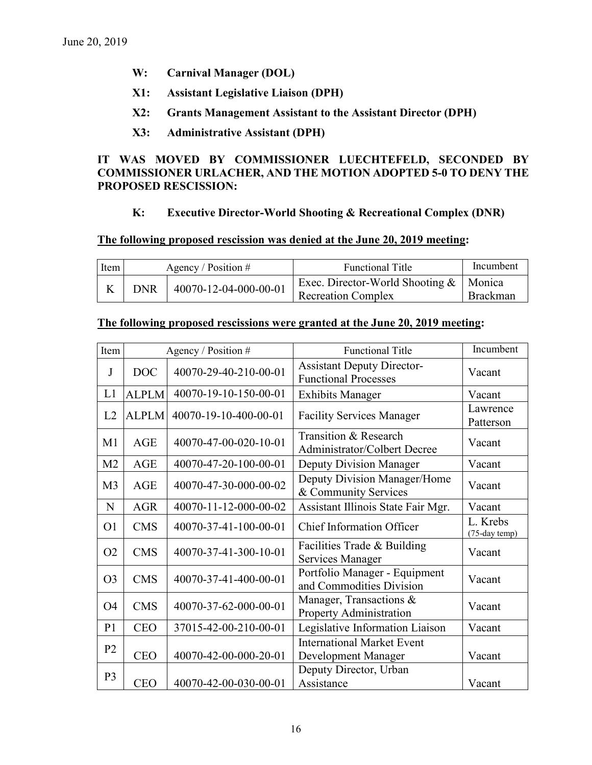June 20, 2019

- **W: Carnival Manager (DOL)**
- **X1: Assistant Legislative Liaison (DPH)**
- **X2: Grants Management Assistant to the Assistant Director (DPH)**
- **X3: Administrative Assistant (DPH)**

**IT WAS MOVED BY COMMISSIONER LUECHTEFELD, SECONDED BY COMMISSIONER URLACHER, AND THE MOTION ADOPTED 5-0 TO DENY THE PROPOSED RESCISSION:**

- **K: Executive Director-World Shooting & Recreational Complex (DNR)**

**The following proposed rescission was denied at the June 20, 2019 meeting:**

| Item | Agency / Position # | | Functional Title | Incumbent |
|---|---|---|---|---|
| K | DNR | 40070-12-04-000-00-01 | Exec. Director-World Shooting & Recreation Complex | Monica Brackman |

**The following proposed rescissions were granted at the June 20, 2019 meeting:**

| Item | Agency / Position # | | Functional Title | Incumbent |
|---|---|---|---|---|
| J | DOC | 40070-29-40-210-00-01 | Assistant Deputy Director-Functional Processes | Vacant |
| L1 | ALPLM | 40070-19-10-150-00-01 | Exhibits Manager | Vacant |
| L2 | ALPLM | 40070-19-10-400-00-01 | Facility Services Manager | Lawrence Patterson |
| M1 | AGE | 40070-47-00-020-10-01 | Transition & Research Administrator/Colbert Decree | Vacant |
| M2 | AGE | 40070-47-20-100-00-01 | Deputy Division Manager | Vacant |
| M3 | AGE | 40070-47-30-000-00-02 | Deputy Division Manager/Home & Community Services | Vacant |
| N | AGR | 40070-11-12-000-00-02 | Assistant Illinois State Fair Mgr. | Vacant |
| O1 | CMS | 40070-37-41-100-00-01 | Chief Information Officer | L. Krebs (75-day temp) |
| O2 | CMS | 40070-37-41-300-10-01 | Facilities Trade & Building Services Manager | Vacant |
| O3 | CMS | 40070-37-41-400-00-01 | Portfolio Manager - Equipment and Commodities Division | Vacant |
| O4 | CMS | 40070-37-62-000-00-01 | Manager, Transactions & Property Administration | Vacant |
| P1 | CEO | 37015-42-00-210-00-01 | Legislative Information Liaison | Vacant |
| P2 | CEO | 40070-42-00-000-20-01 | International Market Event Development Manager | Vacant |
| P3 | CEO | 40070-42-00-030-00-01 | Deputy Director, Urban Assistance | Vacant |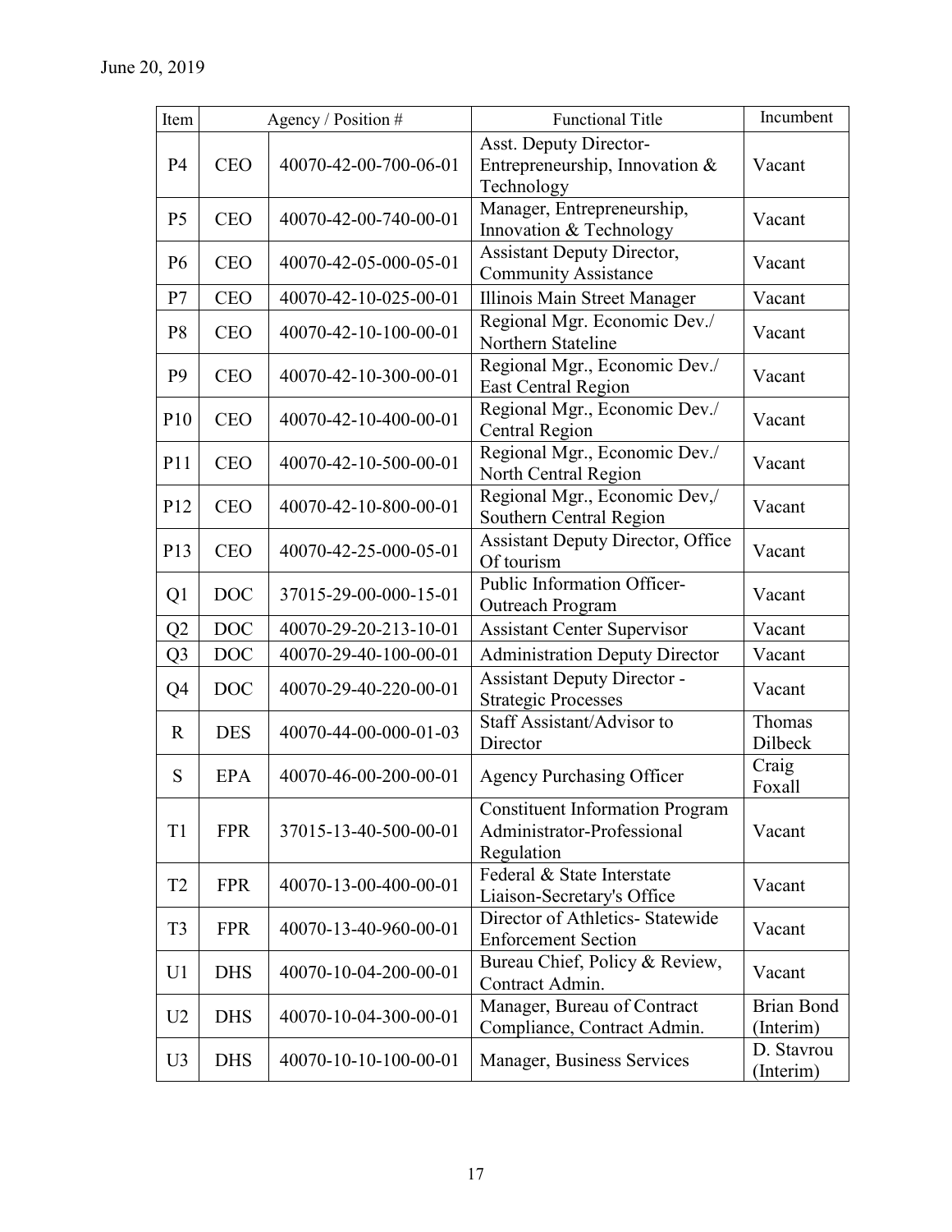June 20, 2019

| Item | Agency / Position # | | Functional Title | Incumbent |
|---|---|---|---|---|
| P4 | CEO | 40070-42-00-700-06-01 | Asst. Deputy Director-Entrepreneurship, Innovation & Technology | Vacant |
| P5 | CEO | 40070-42-00-740-00-01 | Manager, Entrepreneurship, Innovation & Technology | Vacant |
| P6 | CEO | 40070-42-05-000-05-01 | Assistant Deputy Director, Community Assistance | Vacant |
| P7 | CEO | 40070-42-10-025-00-01 | Illinois Main Street Manager | Vacant |
| P8 | CEO | 40070-42-10-100-00-01 | Regional Mgr. Economic Dev./ Northern Stateline | Vacant |
| P9 | CEO | 40070-42-10-300-00-01 | Regional Mgr., Economic Dev./ East Central Region | Vacant |
| P10 | CEO | 40070-42-10-400-00-01 | Regional Mgr., Economic Dev./ Central Region | Vacant |
| P11 | CEO | 40070-42-10-500-00-01 | Regional Mgr., Economic Dev./ North Central Region | Vacant |
| P12 | CEO | 40070-42-10-800-00-01 | Regional Mgr., Economic Dev,/ Southern Central Region | Vacant |
| P13 | CEO | 40070-42-25-000-05-01 | Assistant Deputy Director, Office Of tourism | Vacant |
| Q1 | DOC | 37015-29-00-000-15-01 | Public Information Officer-Outreach Program | Vacant |
| Q2 | DOC | 40070-29-20-213-10-01 | Assistant Center Supervisor | Vacant |
| Q3 | DOC | 40070-29-40-100-00-01 | Administration Deputy Director | Vacant |
| Q4 | DOC | 40070-29-40-220-00-01 | Assistant Deputy Director - Strategic Processes | Vacant |
| R | DES | 40070-44-00-000-01-03 | Staff Assistant/Advisor to Director | Thomas Dilbeck |
| S | EPA | 40070-46-00-200-00-01 | Agency Purchasing Officer | Craig Foxall |
| T1 | FPR | 37015-13-40-500-00-01 | Constituent Information Program Administrator-Professional Regulation | Vacant |
| T2 | FPR | 40070-13-00-400-00-01 | Federal & State Interstate Liaison-Secretary's Office | Vacant |
| T3 | FPR | 40070-13-40-960-00-01 | Director of Athletics- Statewide Enforcement Section | Vacant |
| U1 | DHS | 40070-10-04-200-00-01 | Bureau Chief, Policy & Review, Contract Admin. | Vacant |
| U2 | DHS | 40070-10-04-300-00-01 | Manager, Bureau of Contract Compliance, Contract Admin. | Brian Bond (Interim) |
| U3 | DHS | 40070-10-10-100-00-01 | Manager, Business Services | D. Stavrou (Interim) |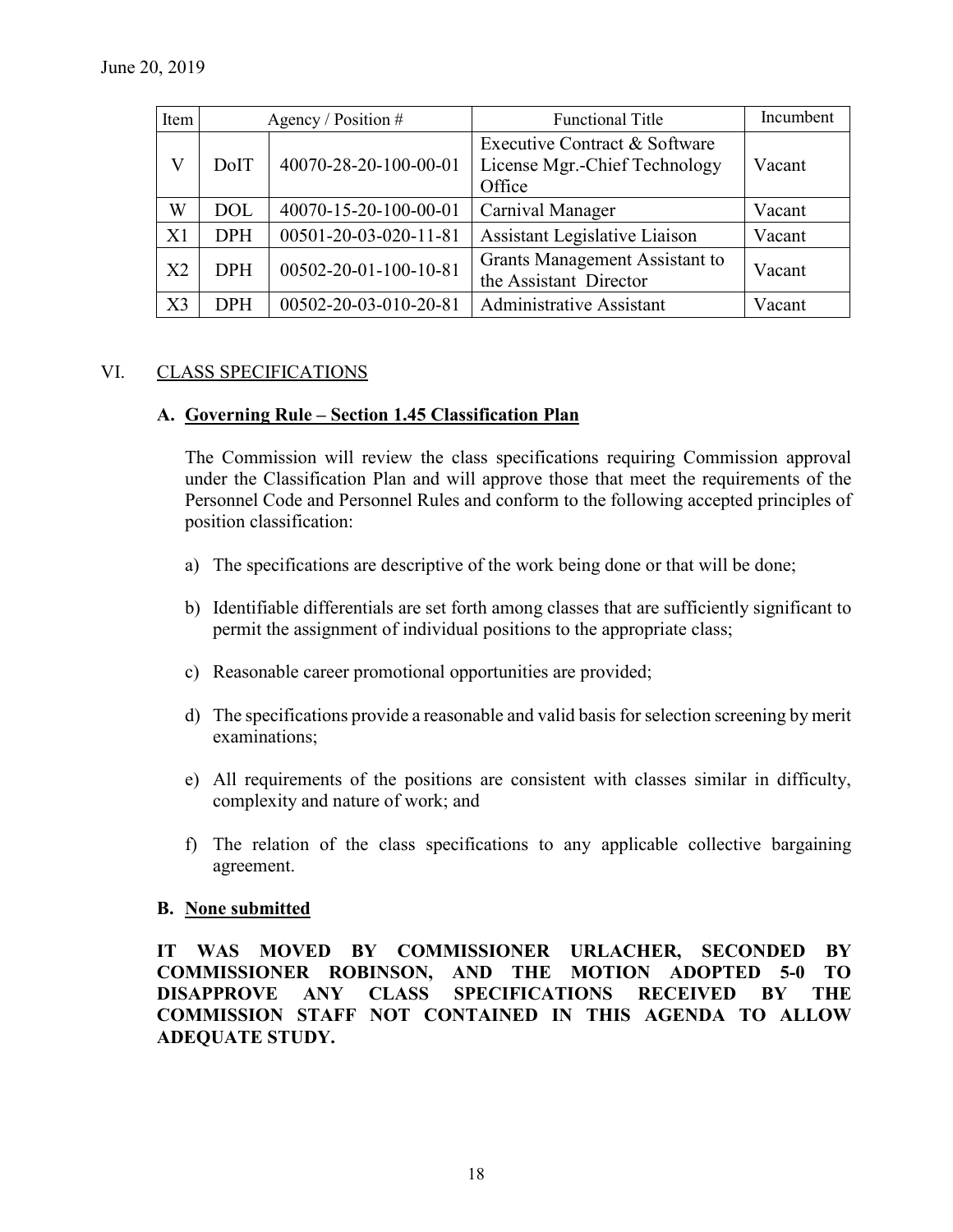June 20, 2019

| Item | Agency / Position # | | Functional Title | Incumbent |
|---|---|---|---|---|
| V | DoIT | 40070-28-20-100-00-01 | Executive Contract & Software License Mgr.-Chief Technology Office | Vacant |
| W | DOL | 40070-15-20-100-00-01 | Carnival Manager | Vacant |
| X1 | DPH | 00501-20-03-020-11-81 | Assistant Legislative Liaison | Vacant |
| X2 | DPH | 00502-20-01-100-10-81 | Grants Management Assistant to the Assistant Director | Vacant |
| X3 | DPH | 00502-20-03-010-20-81 | Administrative Assistant | Vacant |

## VI. CLASS SPECIFICATIONS

### A. Governing Rule – Section 1.45 Classification Plan

The Commission will review the class specifications requiring Commission approval under the Classification Plan and will approve those that meet the requirements of the Personnel Code and Personnel Rules and conform to the following accepted principles of position classification:

a) The specifications are descriptive of the work being done or that will be done;

b) Identifiable differentials are set forth among classes that are sufficiently significant to permit the assignment of individual positions to the appropriate class;

c) Reasonable career promotional opportunities are provided;

d) The specifications provide a reasonable and valid basis for selection screening by merit examinations;

e) All requirements of the positions are consistent with classes similar in difficulty, complexity and nature of work; and

f) The relation of the class specifications to any applicable collective bargaining agreement.

### B. None submitted

**IT WAS MOVED BY COMMISSIONER URLACHER, SECONDED BY COMMISSIONER ROBINSON, AND THE MOTION ADOPTED 5-0 TO DISAPPROVE ANY CLASS SPECIFICATIONS RECEIVED BY THE COMMISSION STAFF NOT CONTAINED IN THIS AGENDA TO ALLOW ADEQUATE STUDY.**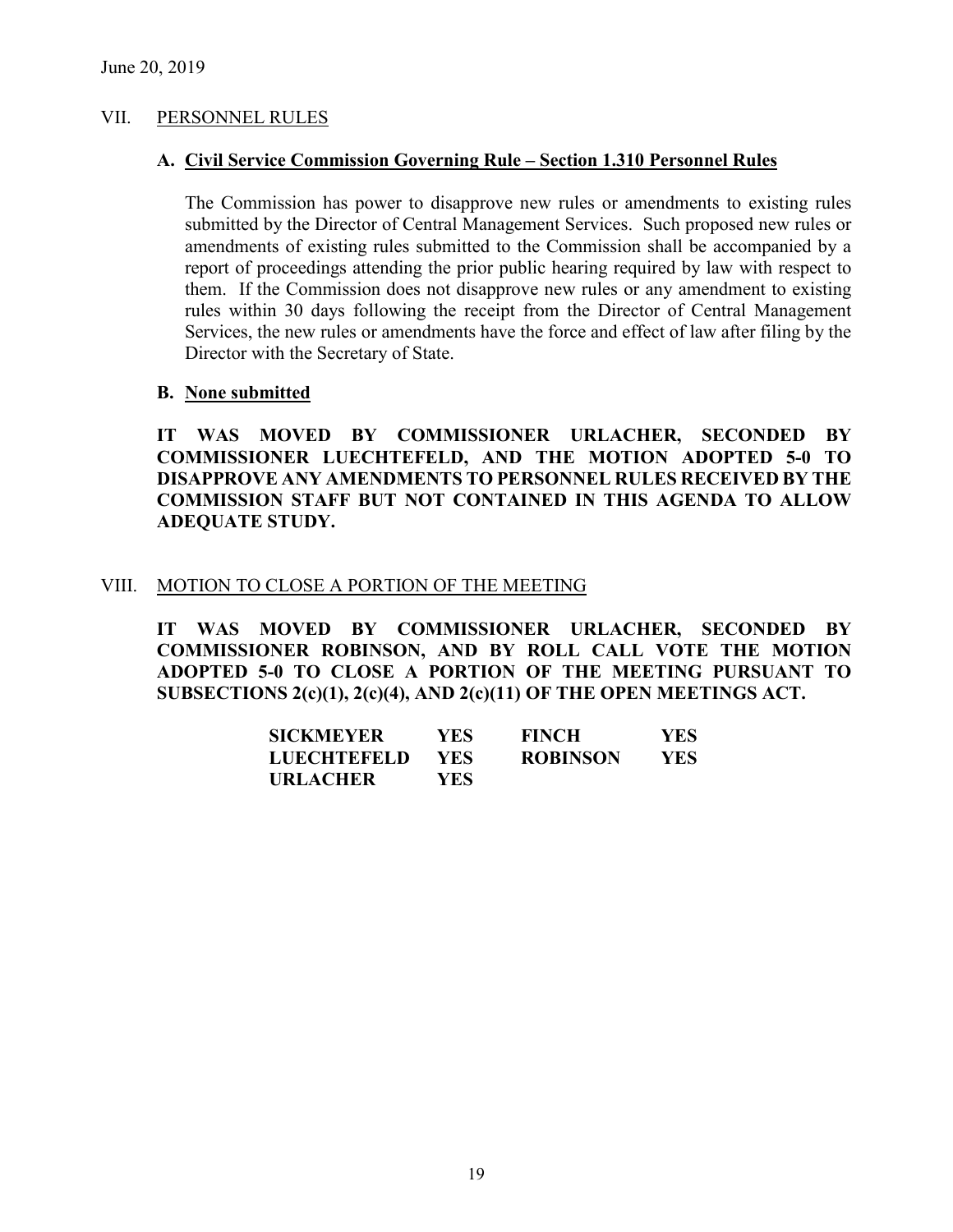June 20, 2019

## VII. PERSONNEL RULES

### A. Civil Service Commission Governing Rule – Section 1.310 Personnel Rules

The Commission has power to disapprove new rules or amendments to existing rules submitted by the Director of Central Management Services. Such proposed new rules or amendments of existing rules submitted to the Commission shall be accompanied by a report of proceedings attending the prior public hearing required by law with respect to them. If the Commission does not disapprove new rules or any amendment to existing rules within 30 days following the receipt from the Director of Central Management Services, the new rules or amendments have the force and effect of law after filing by the Director with the Secretary of State.

### B. None submitted

**IT WAS MOVED BY COMMISSIONER URLACHER, SECONDED BY COMMISSIONER LUECHTEFELD, AND THE MOTION ADOPTED 5-0 TO DISAPPROVE ANY AMENDMENTS TO PERSONNEL RULES RECEIVED BY THE COMMISSION STAFF BUT NOT CONTAINED IN THIS AGENDA TO ALLOW ADEQUATE STUDY.**

## VIII. MOTION TO CLOSE A PORTION OF THE MEETING

**IT WAS MOVED BY COMMISSIONER URLACHER, SECONDED BY COMMISSIONER ROBINSON, AND BY ROLL CALL VOTE THE MOTION ADOPTED 5-0 TO CLOSE A PORTION OF THE MEETING PURSUANT TO SUBSECTIONS 2(c)(1), 2(c)(4), AND 2(c)(11) OF THE OPEN MEETINGS ACT.**

| | | | |
|---|---|---|---|
| **SICKMEYER** | **YES** | **FINCH** | **YES** |
| **LUECHTEFELD** | **YES** | **ROBINSON** | **YES** |
| **URLACHER** | **YES** | | |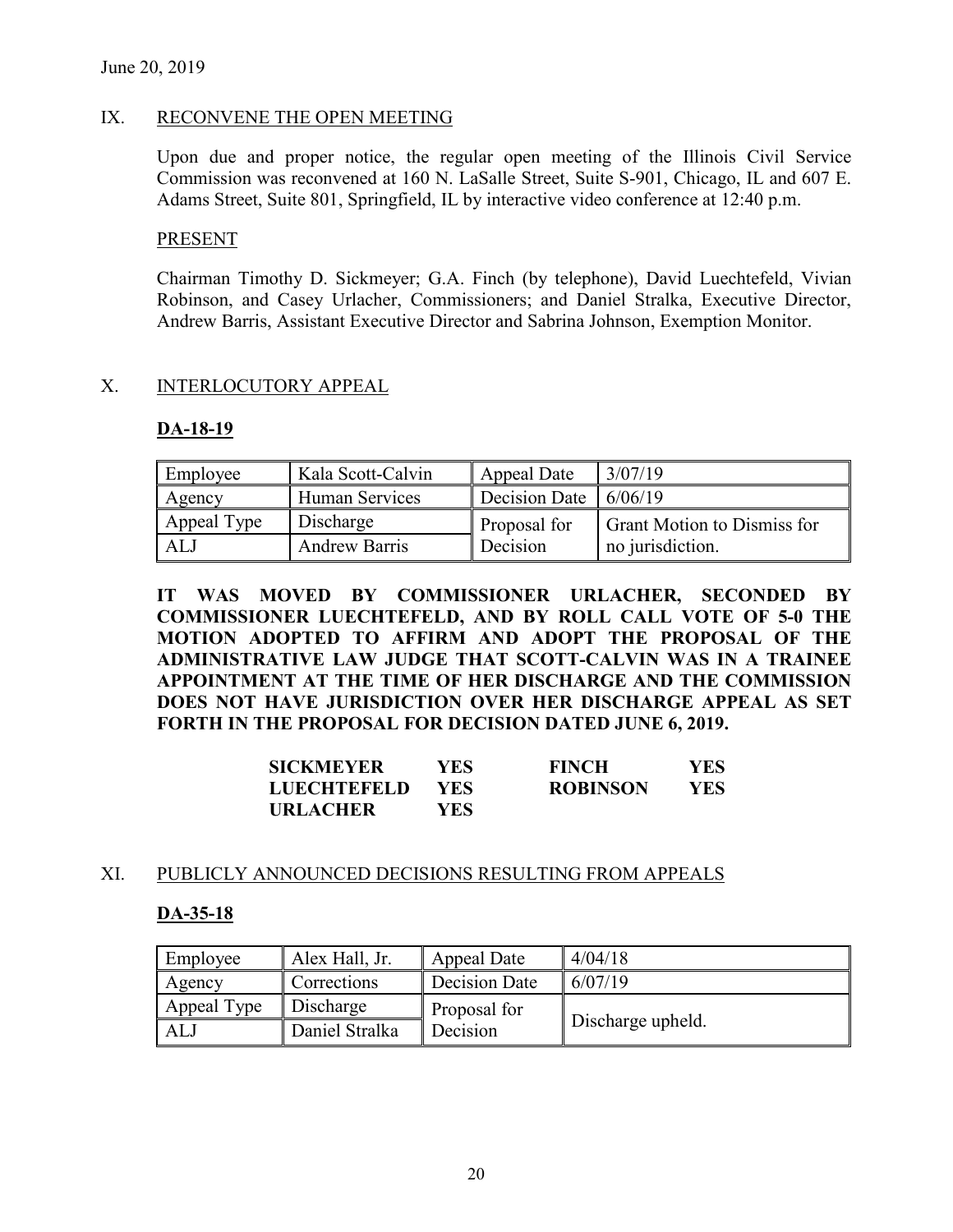June 20, 2019

## IX. RECONVENE THE OPEN MEETING

Upon due and proper notice, the regular open meeting of the Illinois Civil Service Commission was reconvened at 160 N. LaSalle Street, Suite S-901, Chicago, IL and 607 E. Adams Street, Suite 801, Springfield, IL by interactive video conference at 12:40 p.m.

### PRESENT

Chairman Timothy D. Sickmeyer; G.A. Finch (by telephone), David Luechtefeld, Vivian Robinson, and Casey Urlacher, Commissioners; and Daniel Stralka, Executive Director, Andrew Barris, Assistant Executive Director and Sabrina Johnson, Exemption Monitor.

## X. INTERLOCUTORY APPEAL

**DA-18-19**

| Employee | Kala Scott-Calvin | Appeal Date | 3/07/19 |
|---|---|---|---|
| Agency | Human Services | Decision Date | 6/06/19 |
| Appeal Type | Discharge | Proposal for Decision | Grant Motion to Dismiss for no jurisdiction. |
| ALJ | Andrew Barris | | |

**IT WAS MOVED BY COMMISSIONER URLACHER, SECONDED BY COMMISSIONER LUECHTEFELD, AND BY ROLL CALL VOTE OF 5-0 THE MOTION ADOPTED TO AFFIRM AND ADOPT THE PROPOSAL OF THE ADMINISTRATIVE LAW JUDGE THAT SCOTT-CALVIN WAS IN A TRAINEE APPOINTMENT AT THE TIME OF HER DISCHARGE AND THE COMMISSION DOES NOT HAVE JURISDICTION OVER HER DISCHARGE APPEAL AS SET FORTH IN THE PROPOSAL FOR DECISION DATED JUNE 6, 2019.**

| | | | |
|---|---|---|---|
| **SICKMEYER** | **YES** | **FINCH** | **YES** |
| **LUECHTEFELD** | **YES** | **ROBINSON** | **YES** |
| **URLACHER** | **YES** | | |

## XI. PUBLICLY ANNOUNCED DECISIONS RESULTING FROM APPEALS

**DA-35-18**

| Employee | Alex Hall, Jr. | Appeal Date | 4/04/18 |
|---|---|---|---|
| Agency | Corrections | Decision Date | 6/07/19 |
| Appeal Type | Discharge | Proposal for Decision | Discharge upheld. |
| ALJ | Daniel Stralka | | |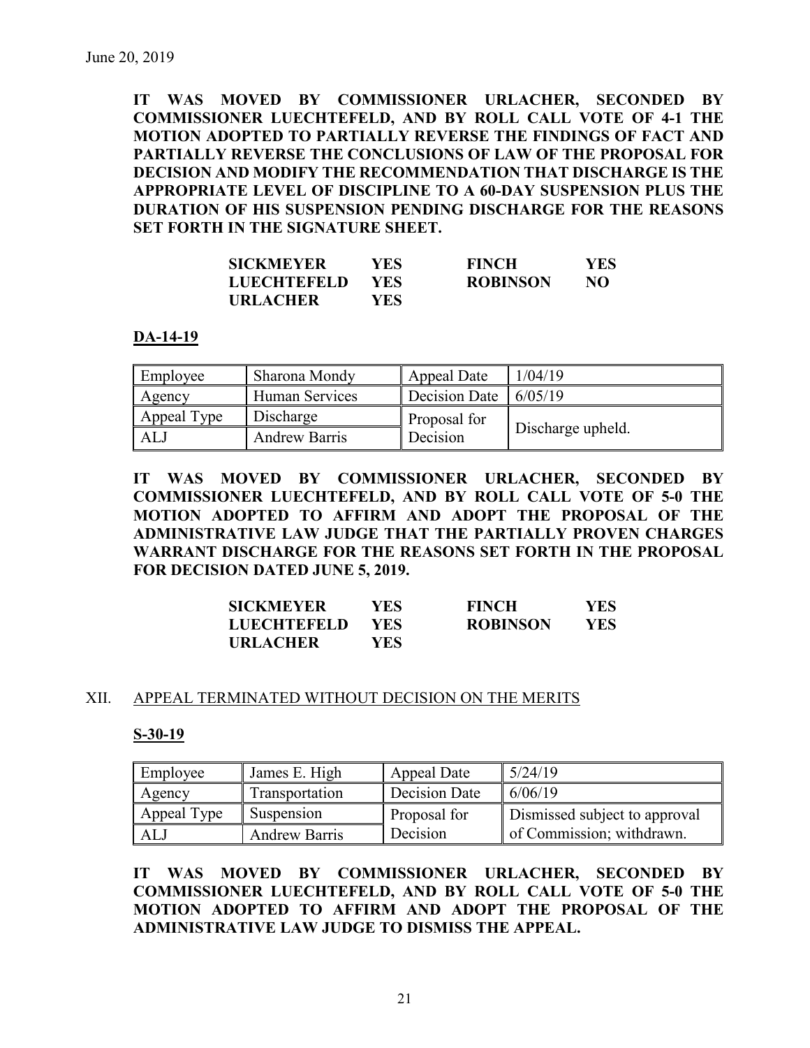June 20, 2019

**IT WAS MOVED BY COMMISSIONER URLACHER, SECONDED BY COMMISSIONER LUECHTEFELD, AND BY ROLL CALL VOTE OF 4-1 THE MOTION ADOPTED TO PARTIALLY REVERSE THE FINDINGS OF FACT AND PARTIALLY REVERSE THE CONCLUSIONS OF LAW OF THE PROPOSAL FOR DECISION AND MODIFY THE RECOMMENDATION THAT DISCHARGE IS THE APPROPRIATE LEVEL OF DISCIPLINE TO A 60-DAY SUSPENSION PLUS THE DURATION OF HIS SUSPENSION PENDING DISCHARGE FOR THE REASONS SET FORTH IN THE SIGNATURE SHEET.**

| | | | |
|---|---|---|---|
| **SICKMEYER** | **YES** | **FINCH** | **YES** |
| **LUECHTEFELD** | **YES** | **ROBINSON** | **NO** |
| **URLACHER** | **YES** | | |

**DA-14-19**

| Employee | Sharona Mondy | Appeal Date | 1/04/19 |
|---|---|---|---|
| Agency | Human Services | Decision Date | 6/05/19 |
| Appeal Type | Discharge | Proposal for Decision | Discharge upheld. |
| ALJ | Andrew Barris | | |

**IT WAS MOVED BY COMMISSIONER URLACHER, SECONDED BY COMMISSIONER LUECHTEFELD, AND BY ROLL CALL VOTE OF 5-0 THE MOTION ADOPTED TO AFFIRM AND ADOPT THE PROPOSAL OF THE ADMINISTRATIVE LAW JUDGE THAT THE PARTIALLY PROVEN CHARGES WARRANT DISCHARGE FOR THE REASONS SET FORTH IN THE PROPOSAL FOR DECISION DATED JUNE 5, 2019.**

| | | | |
|---|---|---|---|
| **SICKMEYER** | **YES** | **FINCH** | **YES** |
| **LUECHTEFELD** | **YES** | **ROBINSON** | **YES** |
| **URLACHER** | **YES** | | |

## XII. APPEAL TERMINATED WITHOUT DECISION ON THE MERITS

**S-30-19**

| Employee | James E. High | Appeal Date | 5/24/19 |
|---|---|---|---|
| Agency | Transportation | Decision Date | 6/06/19 |
| Appeal Type | Suspension | Proposal for Decision | Dismissed subject to approval of Commission; withdrawn. |
| ALJ | Andrew Barris | | |

**IT WAS MOVED BY COMMISSIONER URLACHER, SECONDED BY COMMISSIONER LUECHTEFELD, AND BY ROLL CALL VOTE OF 5-0 THE MOTION ADOPTED TO AFFIRM AND ADOPT THE PROPOSAL OF THE ADMINISTRATIVE LAW JUDGE TO DISMISS THE APPEAL.**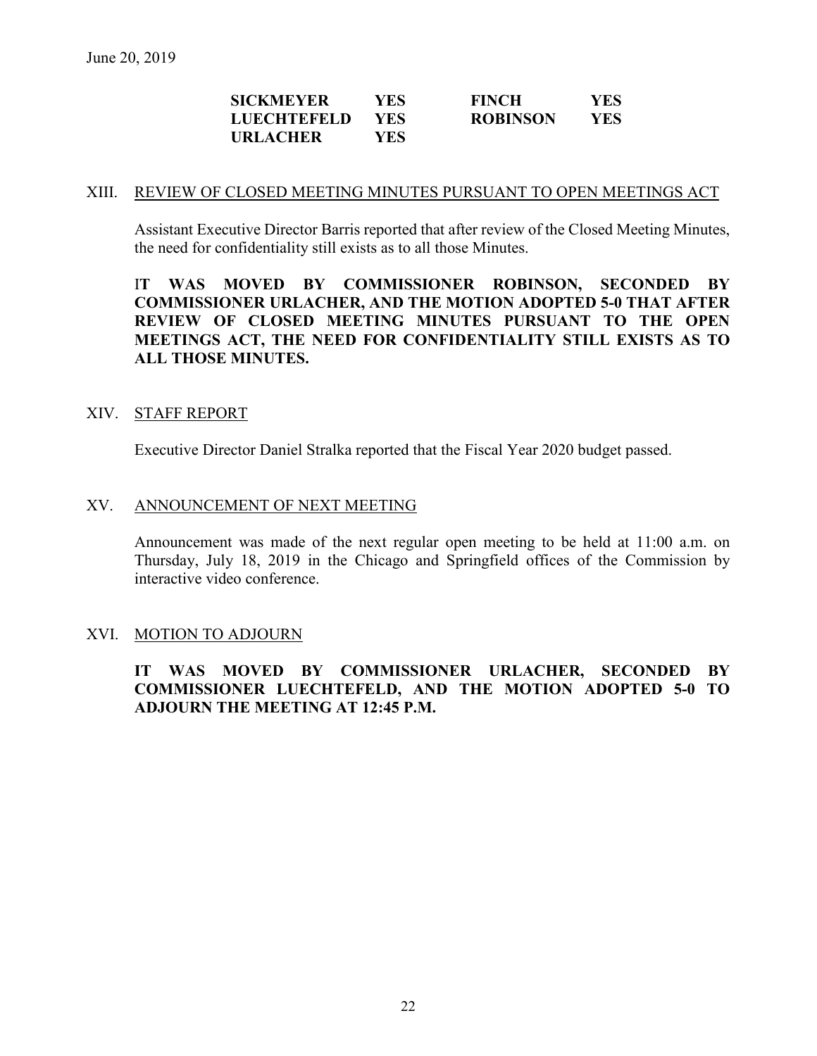| | | | |
|---|---|---|---|
| **SICKMEYER** | **YES** | **FINCH** | **YES** |
| **LUECHTEFELD** | **YES** | **ROBINSON** | **YES** |
| **URLACHER** | **YES** | | |

## XIII. REVIEW OF CLOSED MEETING MINUTES PURSUANT TO OPEN MEETINGS ACT

Assistant Executive Director Barris reported that after review of the Closed Meeting Minutes, the need for confidentiality still exists as to all those Minutes.

**IT WAS MOVED BY COMMISSIONER ROBINSON, SECONDED BY COMMISSIONER URLACHER, AND THE MOTION ADOPTED 5-0 THAT AFTER REVIEW OF CLOSED MEETING MINUTES PURSUANT TO THE OPEN MEETINGS ACT, THE NEED FOR CONFIDENTIALITY STILL EXISTS AS TO ALL THOSE MINUTES.**

## XIV. STAFF REPORT

Executive Director Daniel Stralka reported that the Fiscal Year 2020 budget passed.

## XV. ANNOUNCEMENT OF NEXT MEETING

Announcement was made of the next regular open meeting to be held at 11:00 a.m. on Thursday, July 18, 2019 in the Chicago and Springfield offices of the Commission by interactive video conference.

## XVI. MOTION TO ADJOURN

**IT WAS MOVED BY COMMISSIONER URLACHER, SECONDED BY COMMISSIONER LUECHTEFELD, AND THE MOTION ADOPTED 5-0 TO ADJOURN THE MEETING AT 12:45 P.M.**